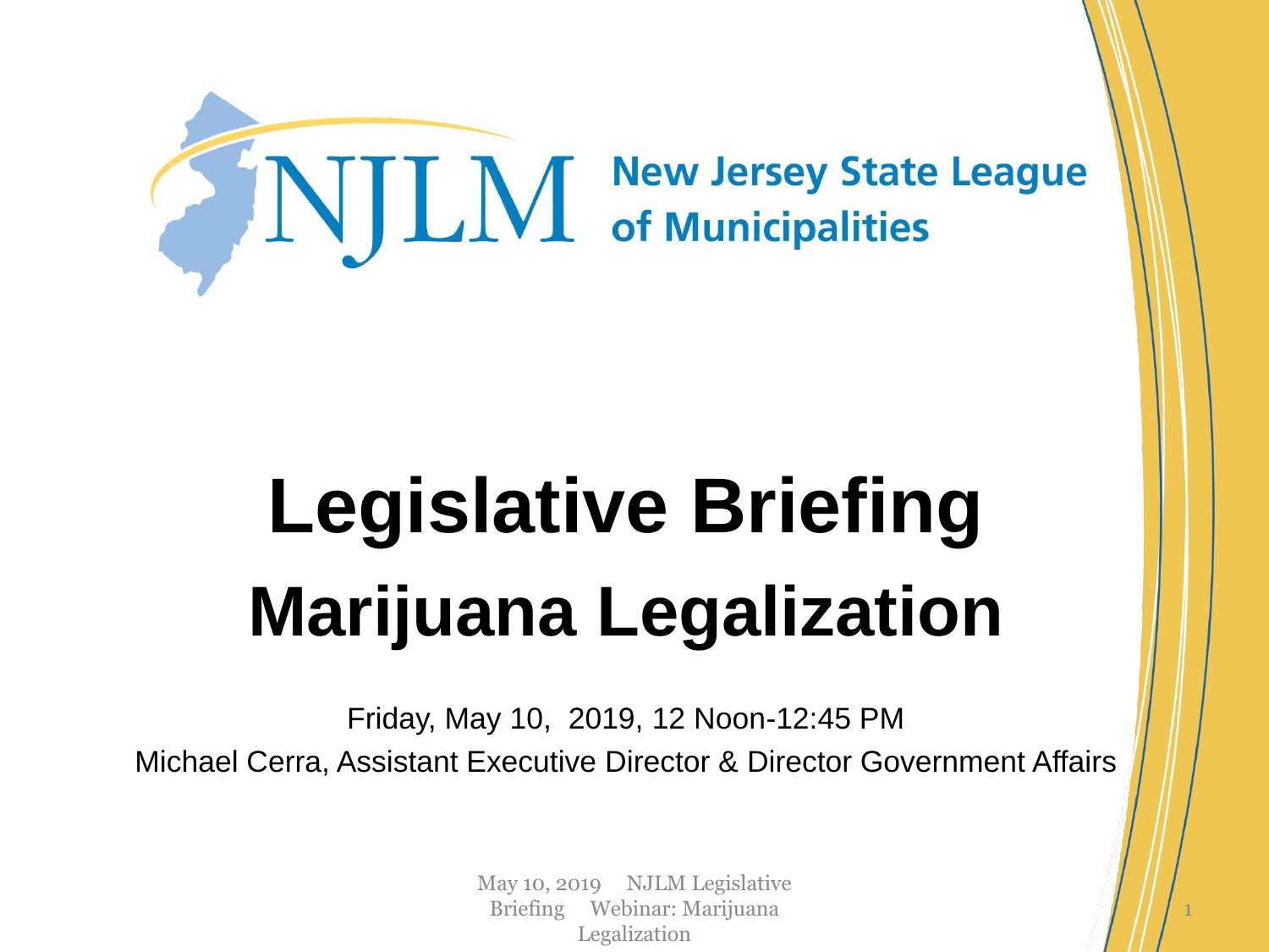NJLM New Jersey State League of Municipalities

# Legislative Briefing
# Marijuana Legalization

Friday, May 10, 2019, 12 Noon-12:45 PM

Michael Cerra, Assistant Executive Director & Director Government Affairs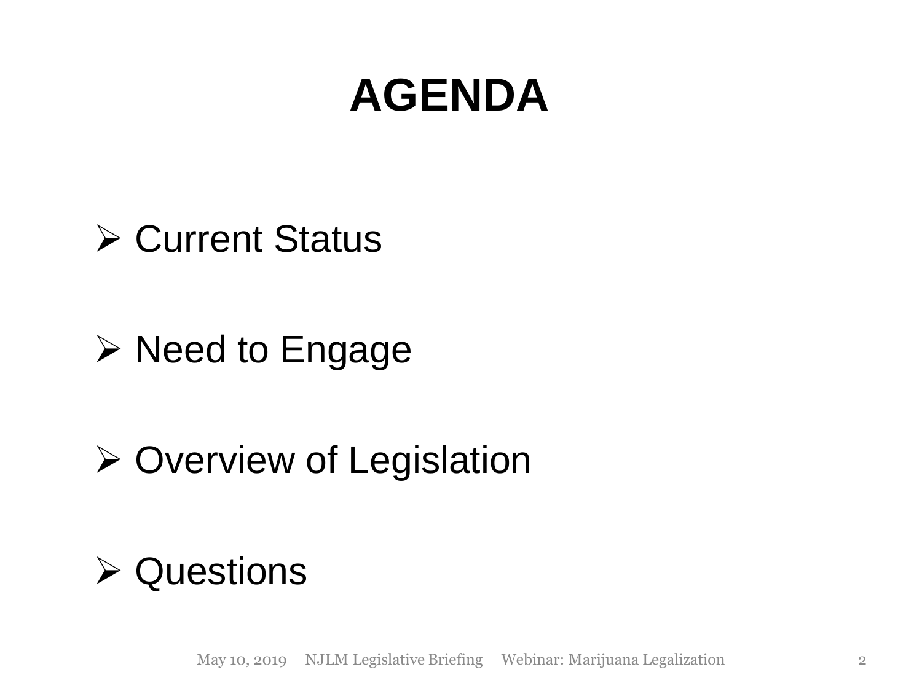# AGENDA

- Current Status
- Need to Engage
- Overview of Legislation
- Questions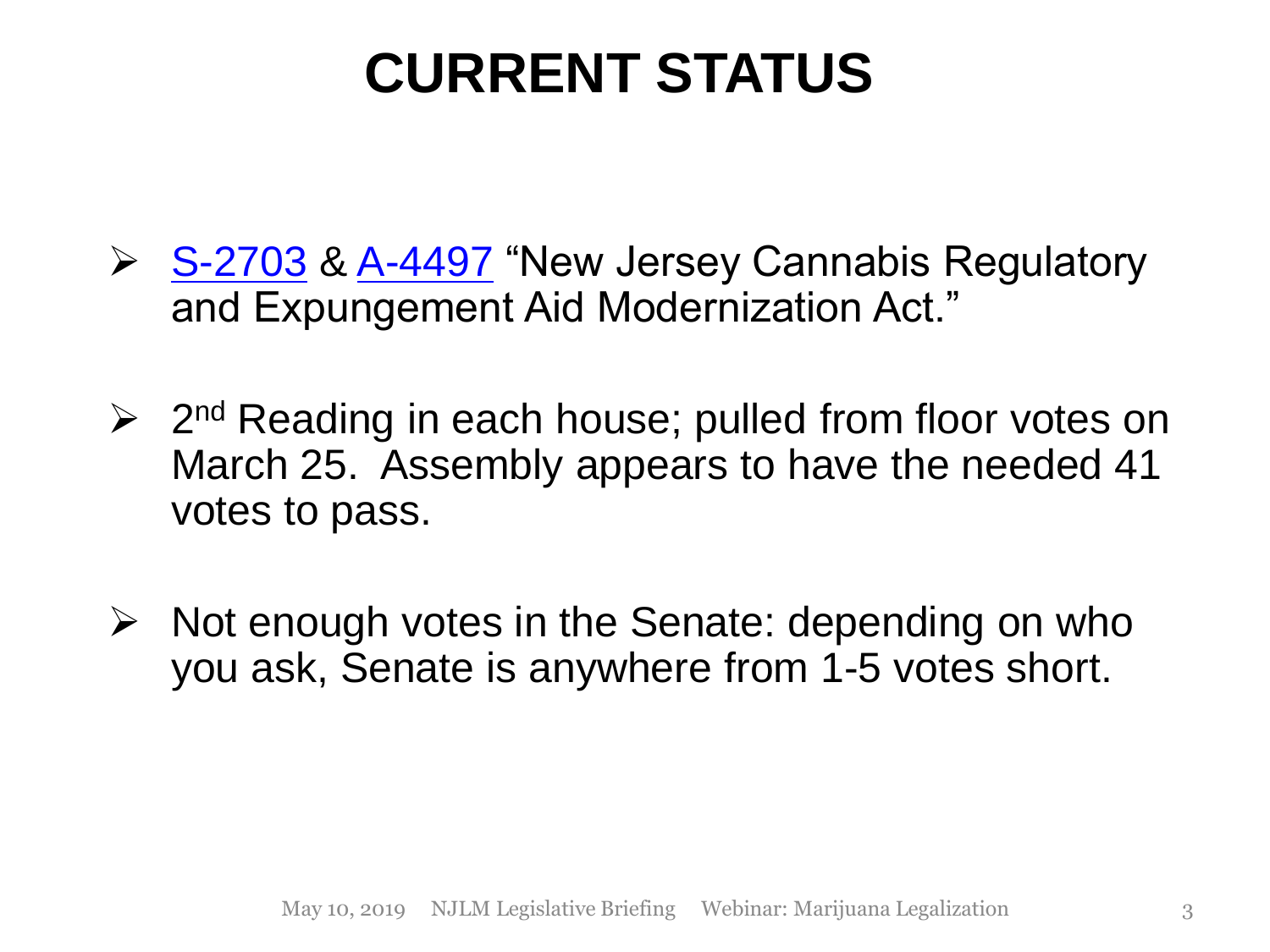# CURRENT STATUS

- S-2703 & A-4497 "New Jersey Cannabis Regulatory and Expungement Aid Modernization Act."
- 2nd Reading in each house; pulled from floor votes on March 25. Assembly appears to have the needed 41 votes to pass.
- Not enough votes in the Senate: depending on who you ask, Senate is anywhere from 1-5 votes short.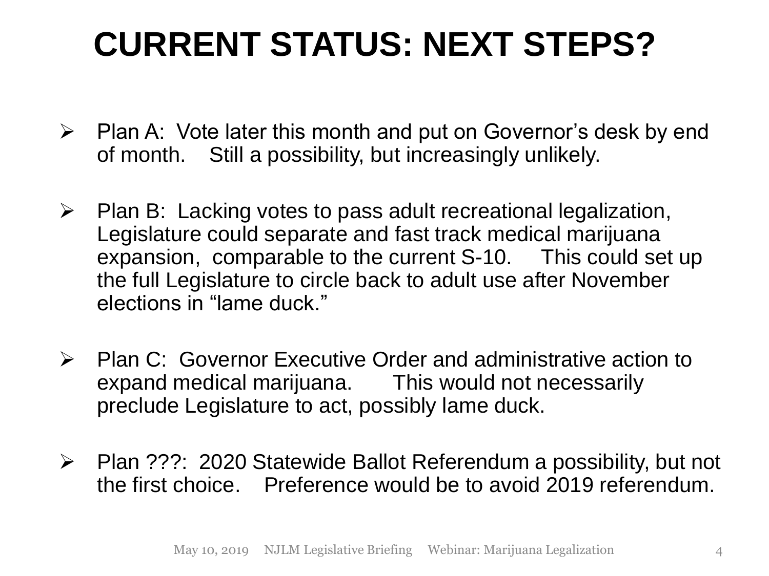# CURRENT STATUS: NEXT STEPS?

- Plan A: Vote later this month and put on Governor's desk by end of month. Still a possibility, but increasingly unlikely.

- Plan B: Lacking votes to pass adult recreational legalization, Legislature could separate and fast track medical marijuana expansion, comparable to the current S-10. This could set up the full Legislature to circle back to adult use after November elections in "lame duck."

- Plan C: Governor Executive Order and administrative action to expand medical marijuana. This would not necessarily preclude Legislature to act, possibly lame duck.

- Plan ???: 2020 Statewide Ballot Referendum a possibility, but not the first choice. Preference would be to avoid 2019 referendum.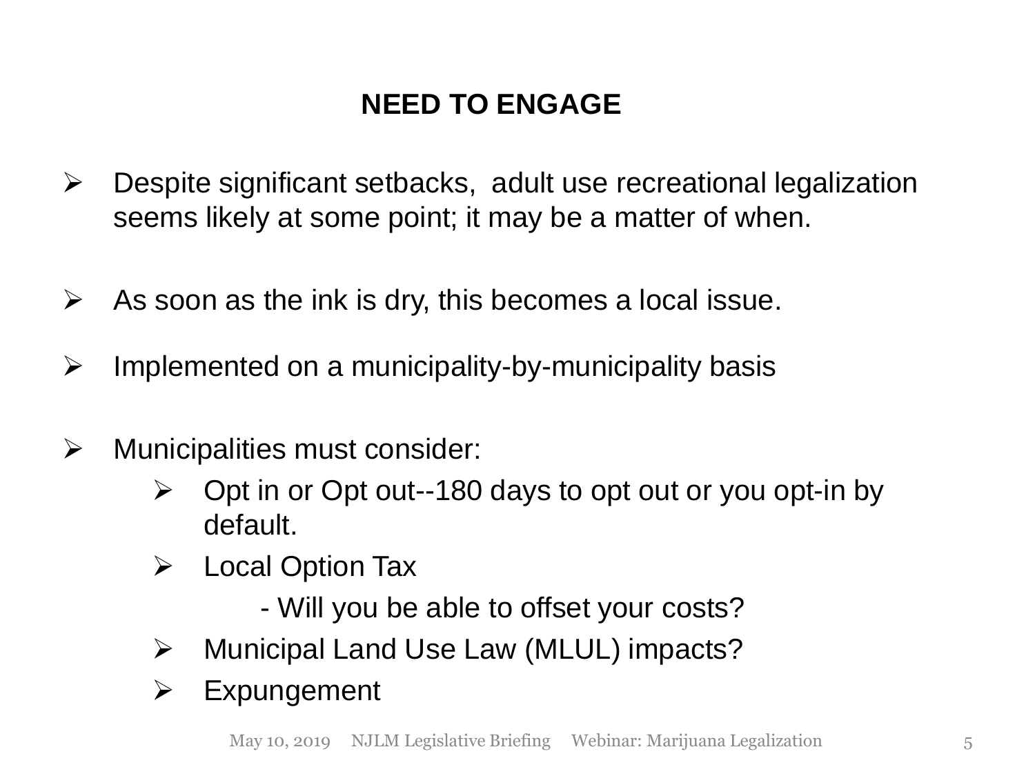## NEED TO ENGAGE

- Despite significant setbacks, adult use recreational legalization seems likely at some point; it may be a matter of when.
- As soon as the ink is dry, this becomes a local issue.
- Implemented on a municipality-by-municipality basis
- Municipalities must consider:
  - Opt in or Opt out--180 days to opt out or you opt-in by default.
  - Local Option Tax
    - Will you be able to offset your costs?
  - Municipal Land Use Law (MLUL) impacts?
  - Expungement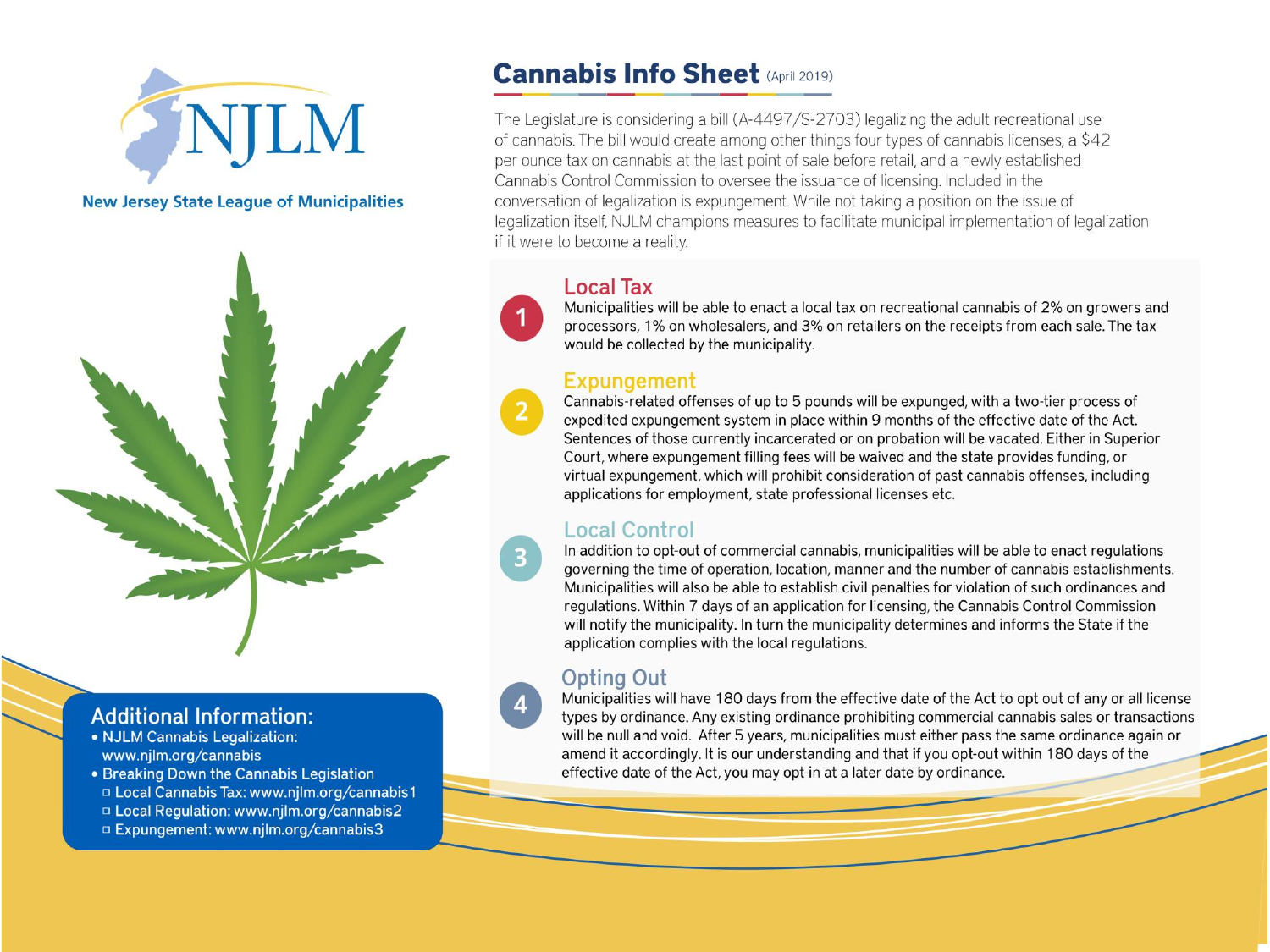New Jersey State League of Municipalities

# Cannabis Info Sheet (April 2019)

The Legislature is considering a bill (A-4497/S-2703) legalizing the adult recreational use of cannabis. The bill would create among other things four types of cannabis licenses, a $42 per ounce tax on cannabis at the last point of sale before retail, and a newly established Cannabis Control Commission to oversee the issuance of licensing. Included in the conversation of legalization is expungement. While not taking a position on the issue of legalization itself, NJLM champions measures to facilitate municipal implementation of legalization if it were to become a reality.

## 1. Local Tax

Municipalities will be able to enact a local tax on recreational cannabis of 2% on growers and processors, 1% on wholesalers, and 3% on retailers on the receipts from each sale. The tax would be collected by the municipality.

## 2. Expungement

Cannabis-related offenses of up to 5 pounds will be expunged, with a two-tier process of expedited expungement system in place within 9 months of the effective date of the Act. Sentences of those currently incarcerated or on probation will be vacated. Either in Superior Court, where expungement filling fees will be waived and the state provides funding, or virtual expungement, which will prohibit consideration of past cannabis offenses, including applications for employment, state professional licenses etc.

## 3. Local Control

In addition to opt-out of commercial cannabis, municipalities will be able to enact regulations governing the time of operation, location, manner and the number of cannabis establishments. Municipalities will also be able to establish civil penalties for violation of such ordinances and regulations. Within 7 days of an application for licensing, the Cannabis Control Commission will notify the municipality. In turn the municipality determines and informs the State if the application complies with the local regulations.

## 4. Opting Out

Municipalities will have 180 days from the effective date of the Act to opt out of any or all license types by ordinance. Any existing ordinance prohibiting commercial cannabis sales or transactions will be null and void. After 5 years, municipalities must either pass the same ordinance again or amend it accordingly. It is our understanding and that if you opt-out within 180 days of the effective date of the Act, you may opt-in at a later date by ordinance.

## Additional Information:

- NJLM Cannabis Legalization: www.njlm.org/cannabis
- Breaking Down the Cannabis Legislation
  - Local Cannabis Tax: www.njlm.org/cannabis1
  - Local Regulation: www.njlm.org/cannabis2
  - Expungement: www.njlm.org/cannabis3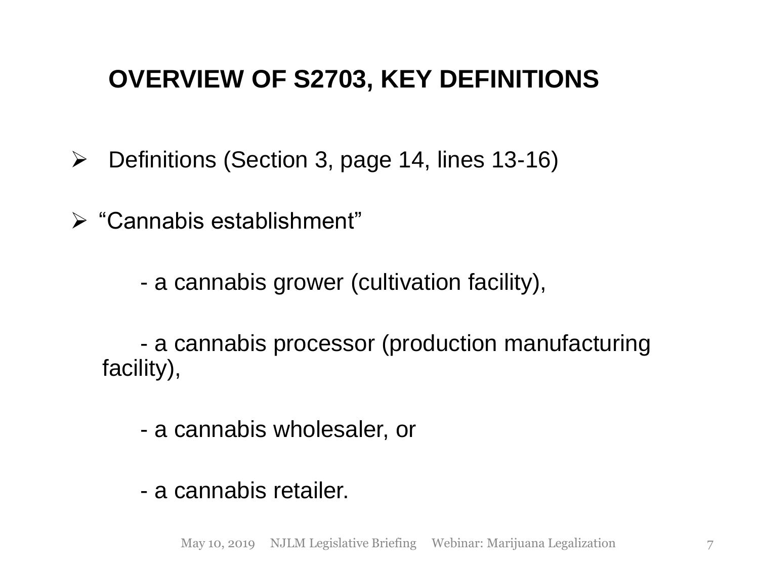# OVERVIEW OF S2703, KEY DEFINITIONS

- Definitions (Section 3, page 14, lines 13-16)

- "Cannabis establishment"

  - a cannabis grower (cultivation facility),

  - a cannabis processor (production manufacturing facility),

  - a cannabis wholesaler, or

  - a cannabis retailer.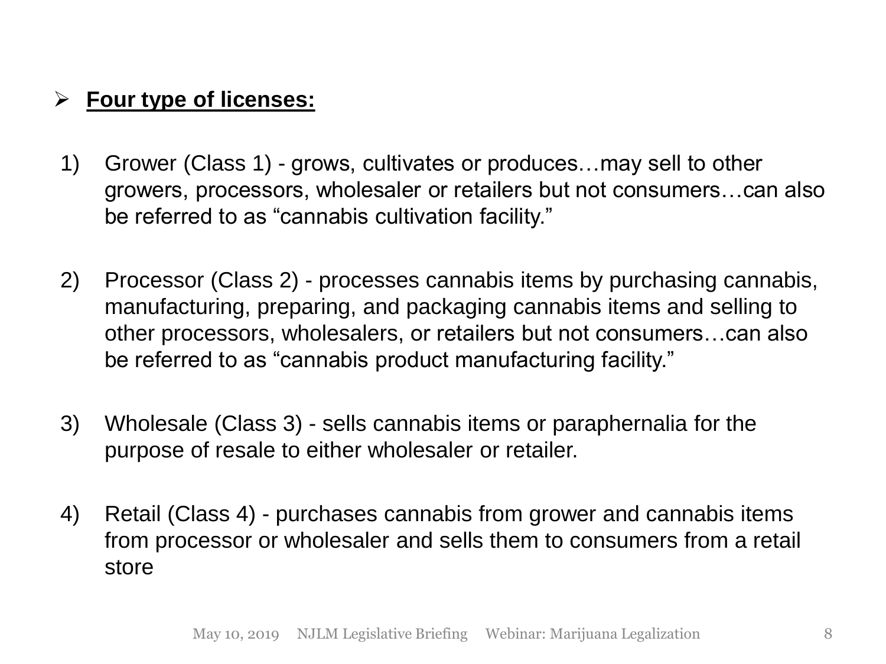- **Four type of licenses:**

1) Grower (Class 1) - grows, cultivates or produces…may sell to other growers, processors, wholesaler or retailers but not consumers…can also be referred to as "cannabis cultivation facility."

2) Processor (Class 2) - processes cannabis items by purchasing cannabis, manufacturing, preparing, and packaging cannabis items and selling to other processors, wholesalers, or retailers but not consumers…can also be referred to as "cannabis product manufacturing facility."

3) Wholesale (Class 3) - sells cannabis items or paraphernalia for the purpose of resale to either wholesaler or retailer.

4) Retail (Class 4) - purchases cannabis from grower and cannabis items from processor or wholesaler and sells them to consumers from a retail store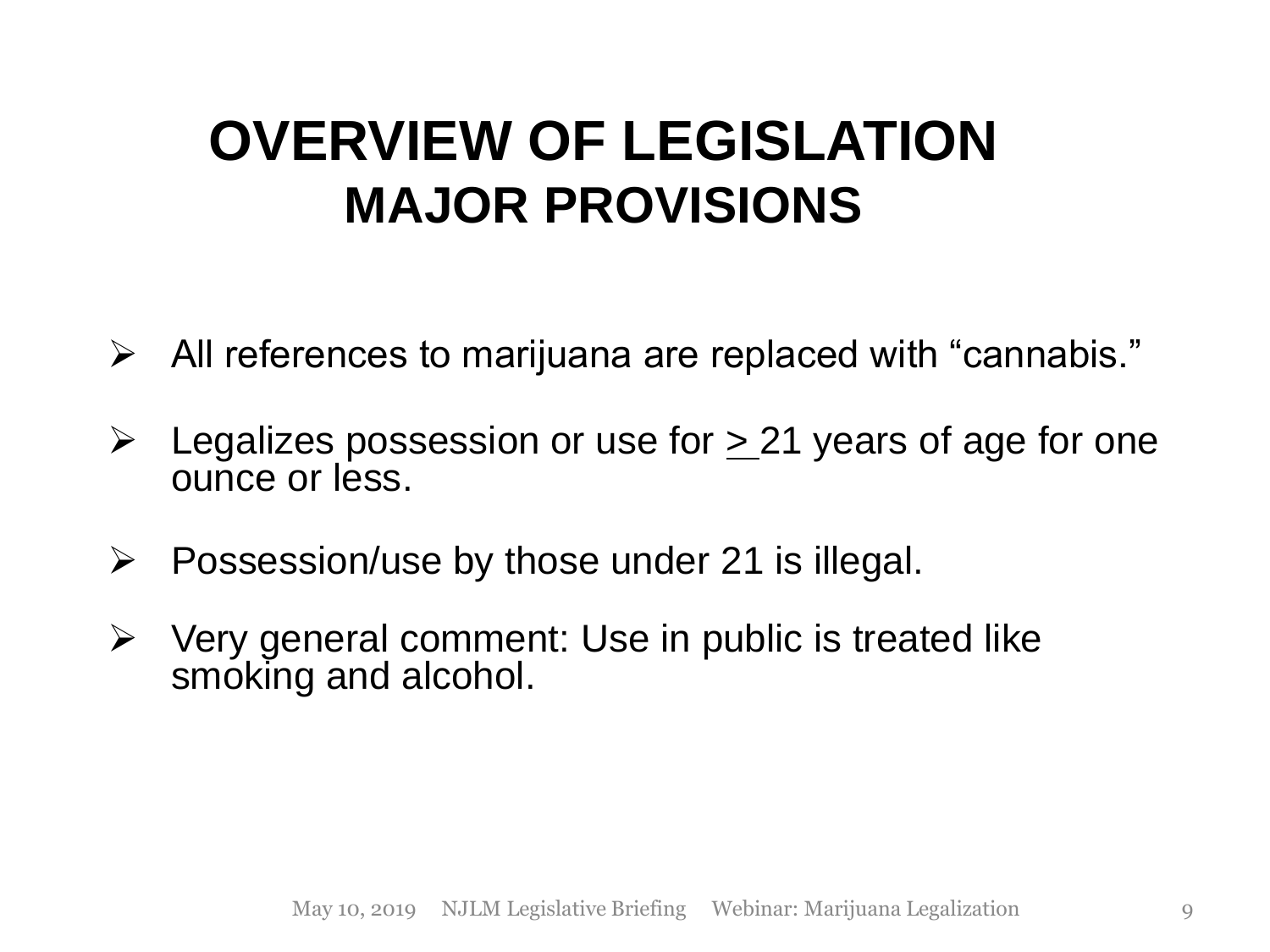# OVERVIEW OF LEGISLATION

## MAJOR PROVISIONS

- All references to marijuana are replaced with “cannabis.”
- Legalizes possession or use for $\geq$ 21 years of age for one ounce or less.
- Possession/use by those under 21 is illegal.
- Very general comment: Use in public is treated like smoking and alcohol.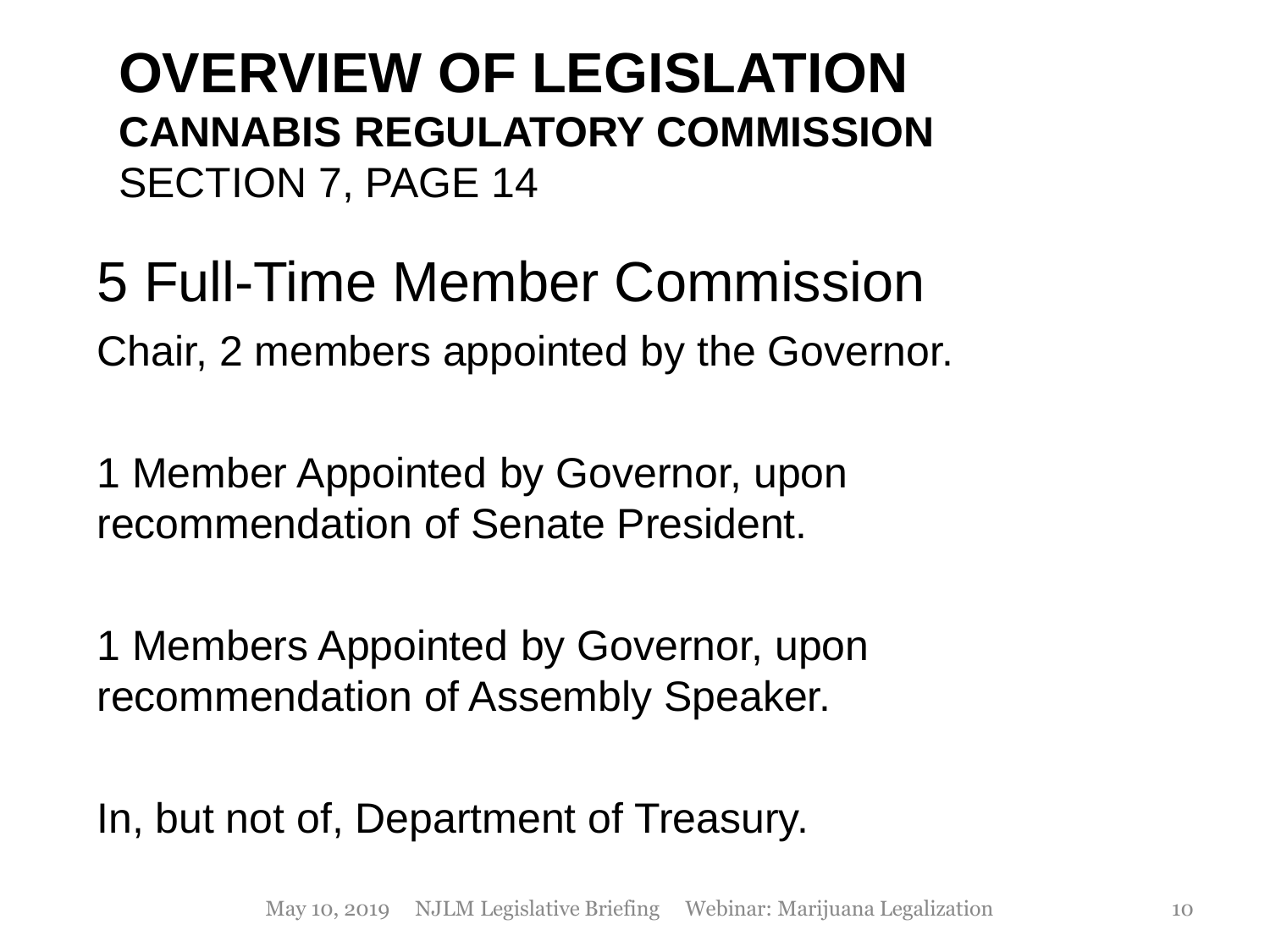# OVERVIEW OF LEGISLATION

## CANNABIS REGULATORY COMMISSION

SECTION 7, PAGE 14

5 Full-Time Member Commission

Chair, 2 members appointed by the Governor.

1 Member Appointed by Governor, upon recommendation of Senate President.

1 Members Appointed by Governor, upon recommendation of Assembly Speaker.

In, but not of, Department of Treasury.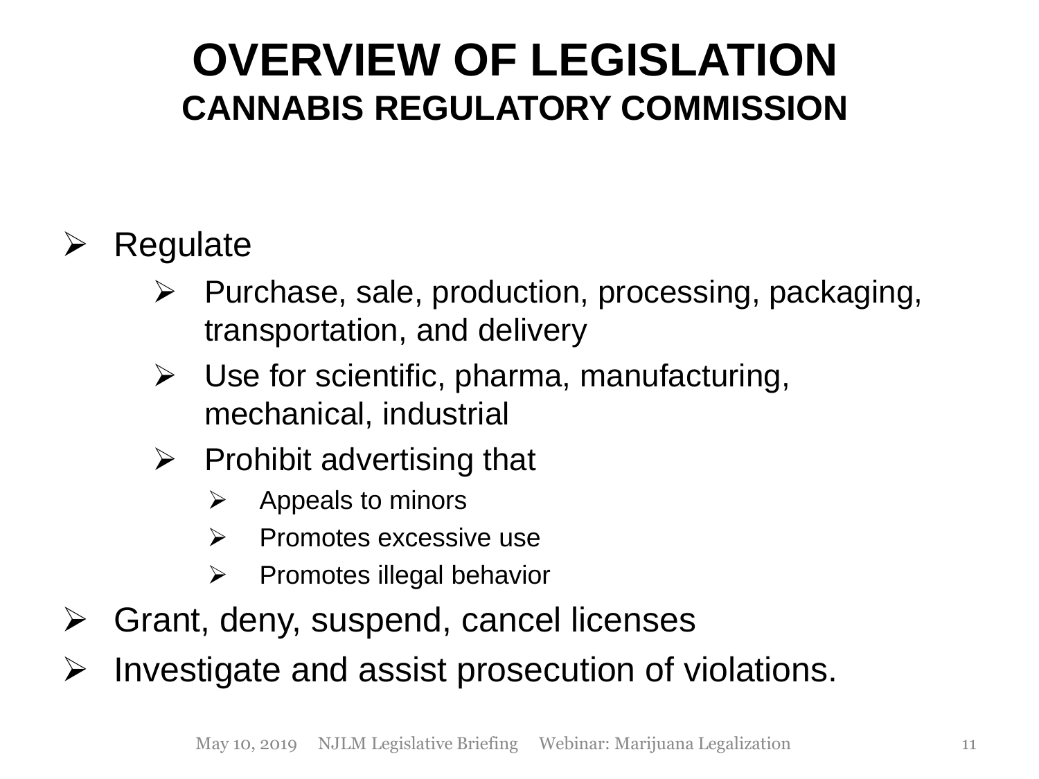# OVERVIEW OF LEGISLATION
## CANNABIS REGULATORY COMMISSION

- Regulate
  - Purchase, sale, production, processing, packaging, transportation, and delivery
  - Use for scientific, pharma, manufacturing, mechanical, industrial
  - Prohibit advertising that
    - Appeals to minors
    - Promotes excessive use
    - Promotes illegal behavior
- Grant, deny, suspend, cancel licenses
- Investigate and assist prosecution of violations.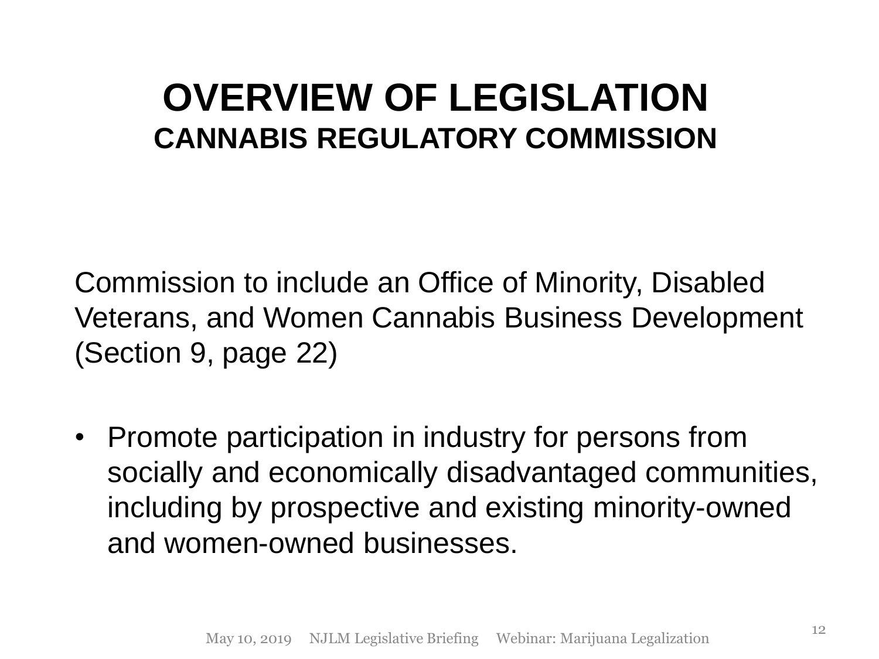# OVERVIEW OF LEGISLATION

## CANNABIS REGULATORY COMMISSION

Commission to include an Office of Minority, Disabled Veterans, and Women Cannabis Business Development (Section 9, page 22)

- Promote participation in industry for persons from socially and economically disadvantaged communities, including by prospective and existing minority-owned and women-owned businesses.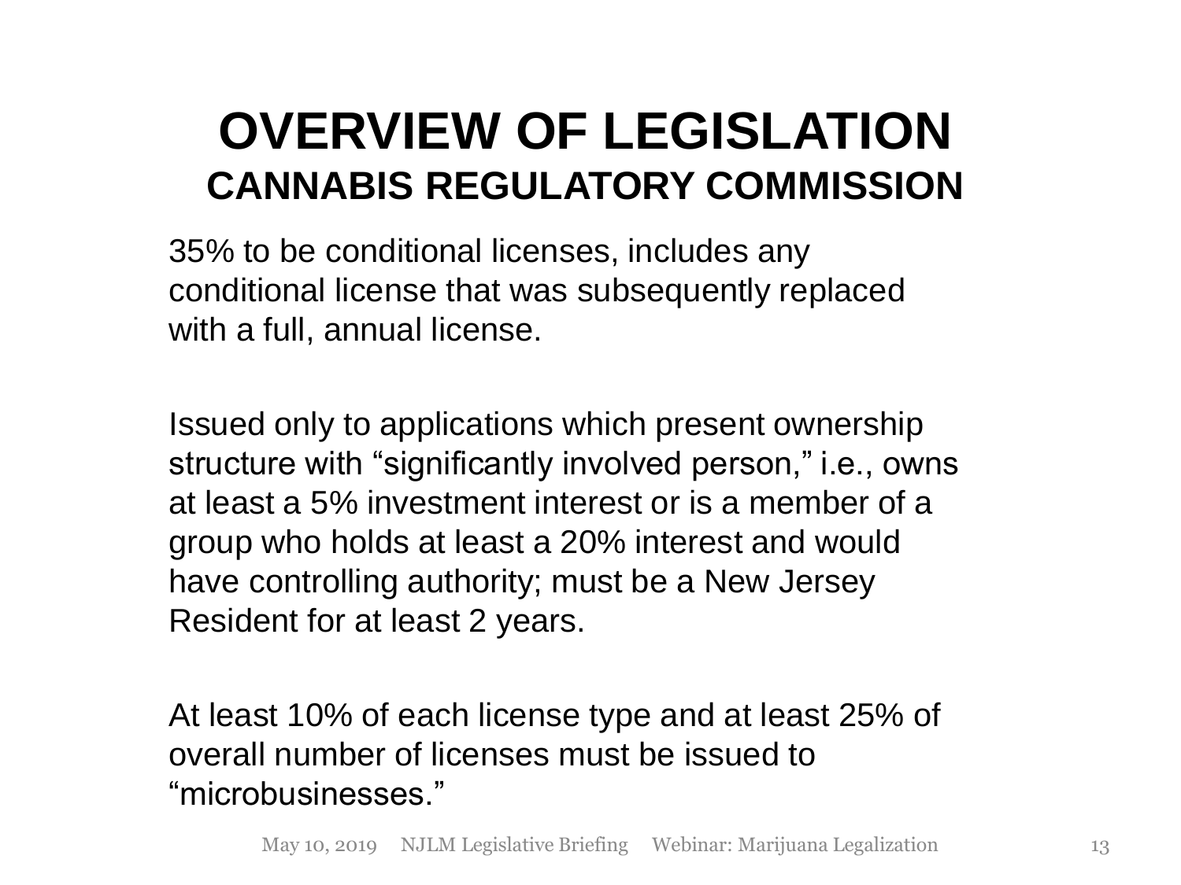# OVERVIEW OF LEGISLATION

## CANNABIS REGULATORY COMMISSION

35% to be conditional licenses, includes any conditional license that was subsequently replaced with a full, annual license.

Issued only to applications which present ownership structure with “significantly involved person,” i.e., owns at least a 5% investment interest or is a member of a group who holds at least a 20% interest and would have controlling authority; must be a New Jersey Resident for at least 2 years.

At least 10% of each license type and at least 25% of overall number of licenses must be issued to “microbusinesses.”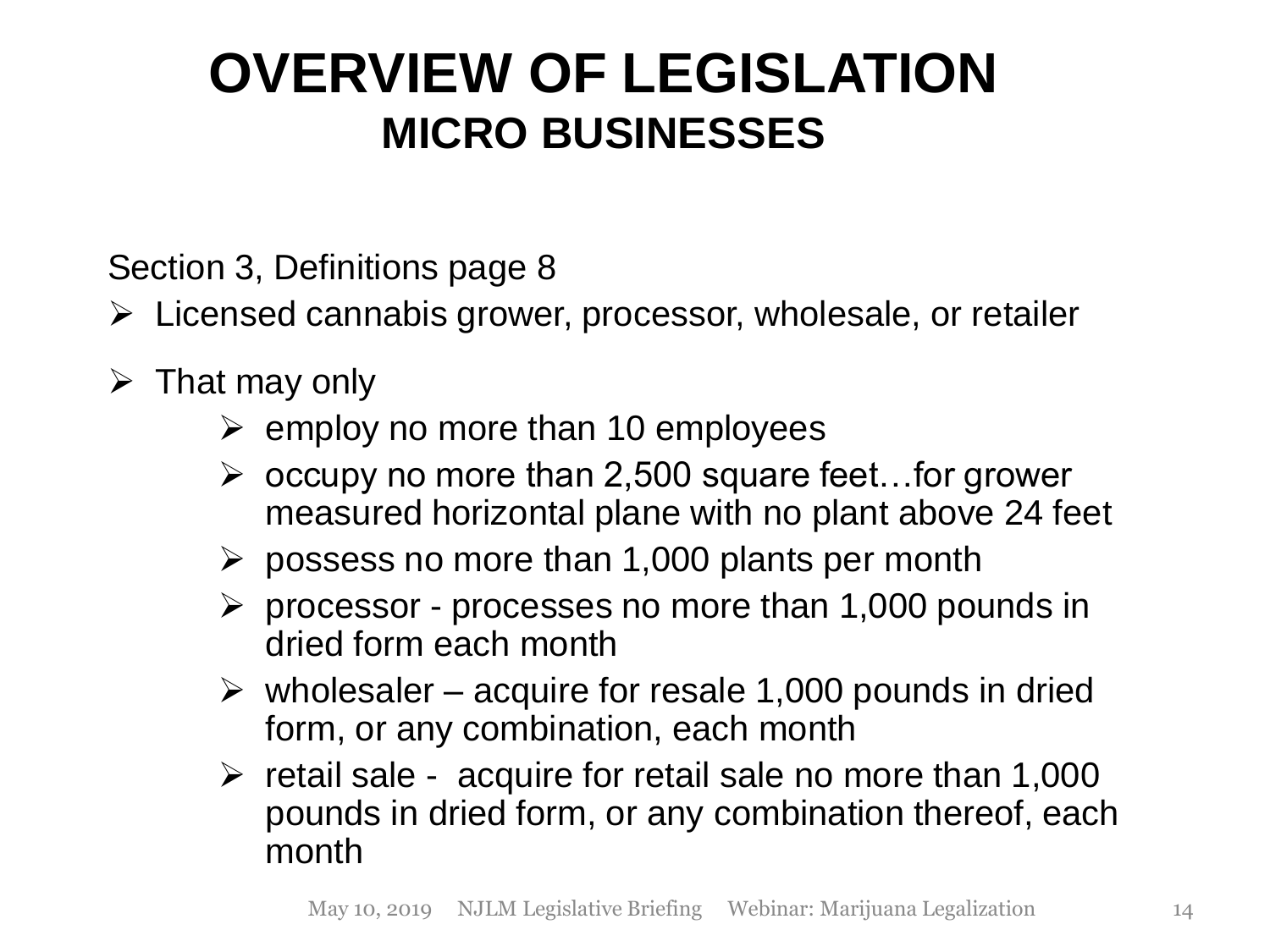# OVERVIEW OF LEGISLATION

## MICRO BUSINESSES

Section 3, Definitions page 8

- Licensed cannabis grower, processor, wholesale, or retailer
- That may only
  - employ no more than 10 employees
  - occupy no more than 2,500 square feet…for grower measured horizontal plane with no plant above 24 feet
  - possess no more than 1,000 plants per month
  - processor - processes no more than 1,000 pounds in dried form each month
  - wholesaler – acquire for resale 1,000 pounds in dried form, or any combination, each month
  - retail sale - acquire for retail sale no more than 1,000 pounds in dried form, or any combination thereof, each month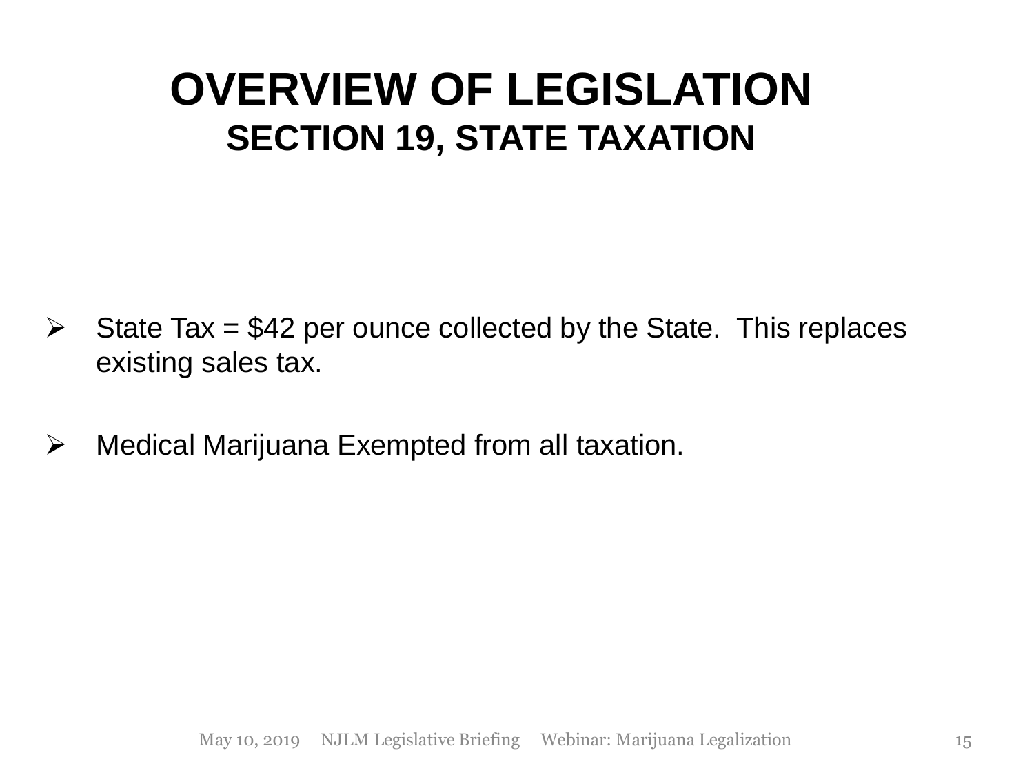# OVERVIEW OF LEGISLATION

## SECTION 19, STATE TAXATION

- State Tax = $42 per ounce collected by the State. This replaces existing sales tax.
- Medical Marijuana Exempted from all taxation.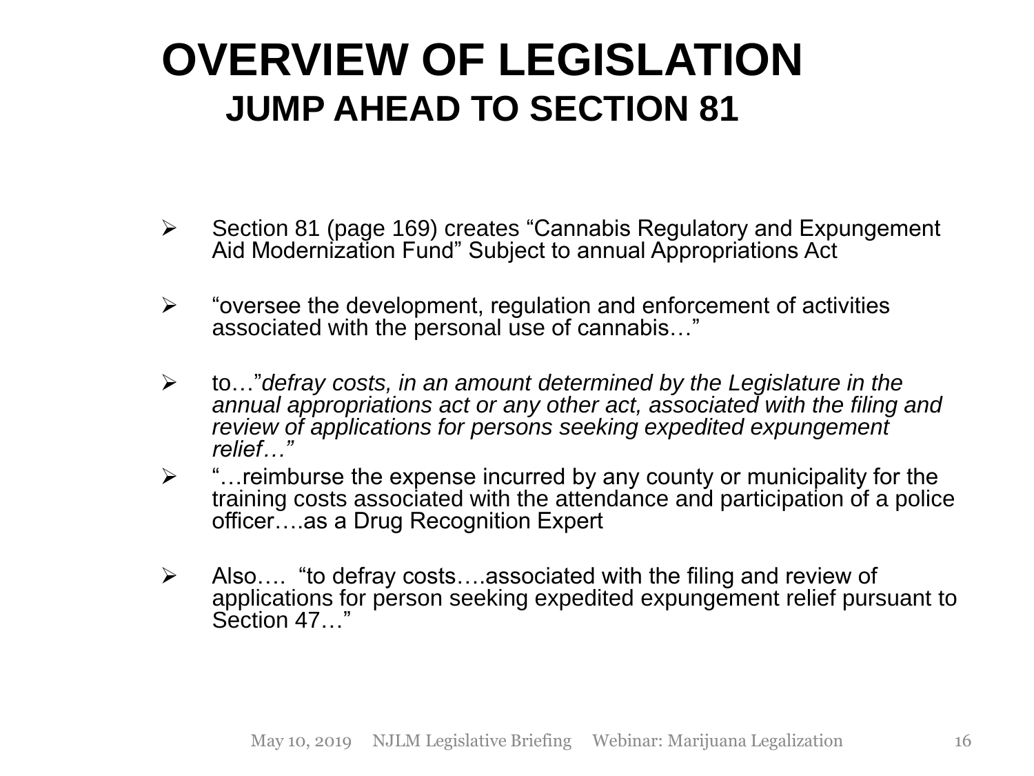# OVERVIEW OF LEGISLATION

## JUMP AHEAD TO SECTION 81

- Section 81 (page 169) creates “Cannabis Regulatory and Expungement Aid Modernization Fund” Subject to annual Appropriations Act
- “oversee the development, regulation and enforcement of activities associated with the personal use of cannabis…”
- to…”*defray costs, in an amount determined by the Legislature in the annual appropriations act or any other act, associated with the filing and review of applications for persons seeking expedited expungement relief…”*
- “…reimburse the expense incurred by any county or municipality for the training costs associated with the attendance and participation of a police officer….as a Drug Recognition Expert
- Also…. “to defray costs….associated with the filing and review of applications for person seeking expedited expungement relief pursuant to Section 47…”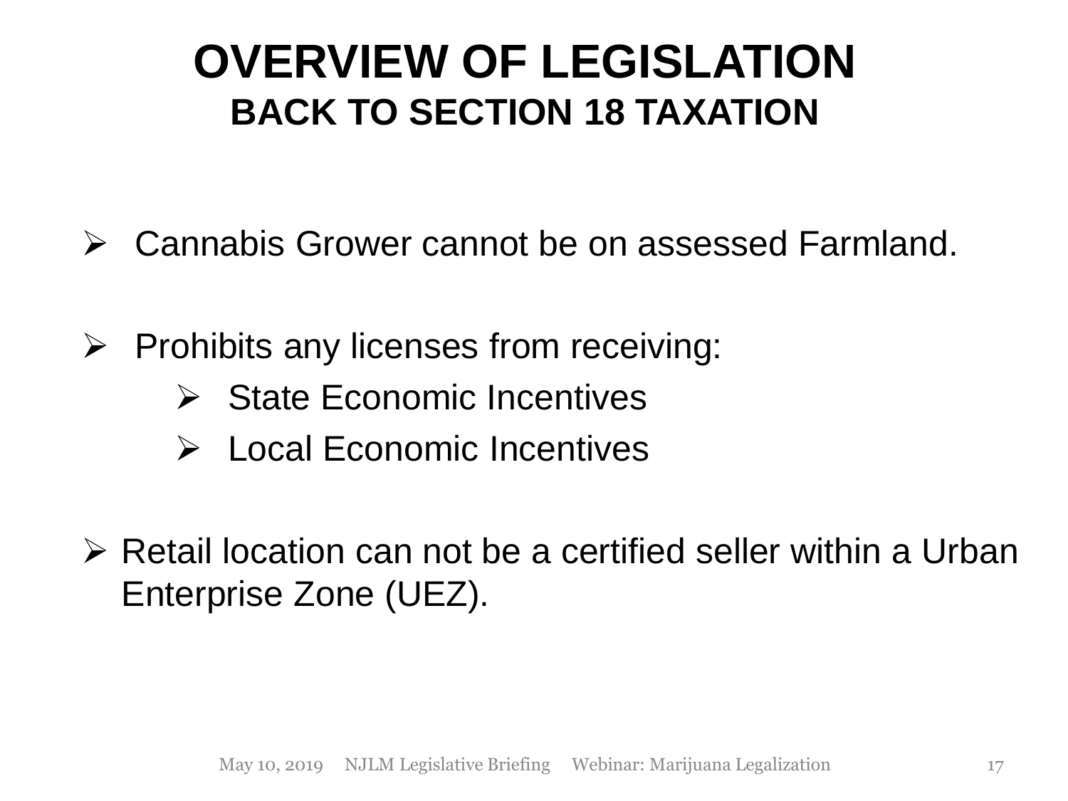# OVERVIEW OF LEGISLATION

## BACK TO SECTION 18 TAXATION

- Cannabis Grower cannot be on assessed Farmland.
- Prohibits any licenses from receiving:
  - State Economic Incentives
  - Local Economic Incentives
- Retail location can not be a certified seller within a Urban Enterprise Zone (UEZ).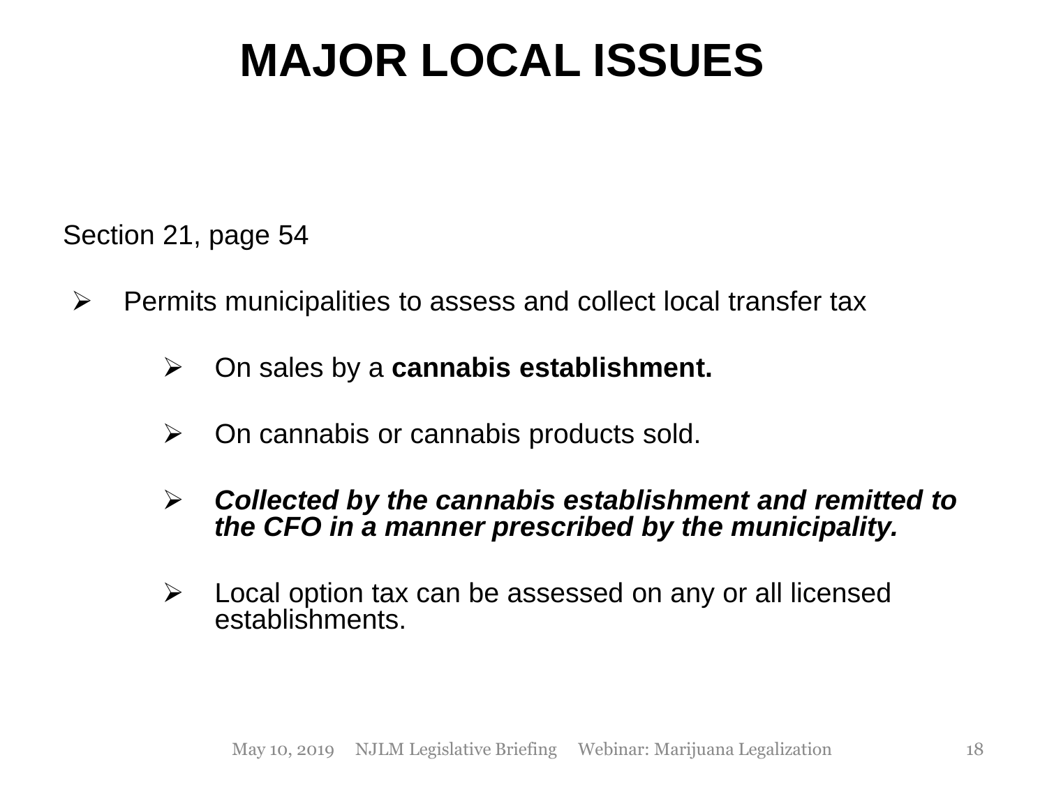# MAJOR LOCAL ISSUES

Section 21, page 54

- Permits municipalities to assess and collect local transfer tax
  - On sales by a **cannabis establishment.**
  - On cannabis or cannabis products sold.
  - ***Collected by the cannabis establishment and remitted to the CFO in a manner prescribed by the municipality.***
  - Local option tax can be assessed on any or all licensed establishments.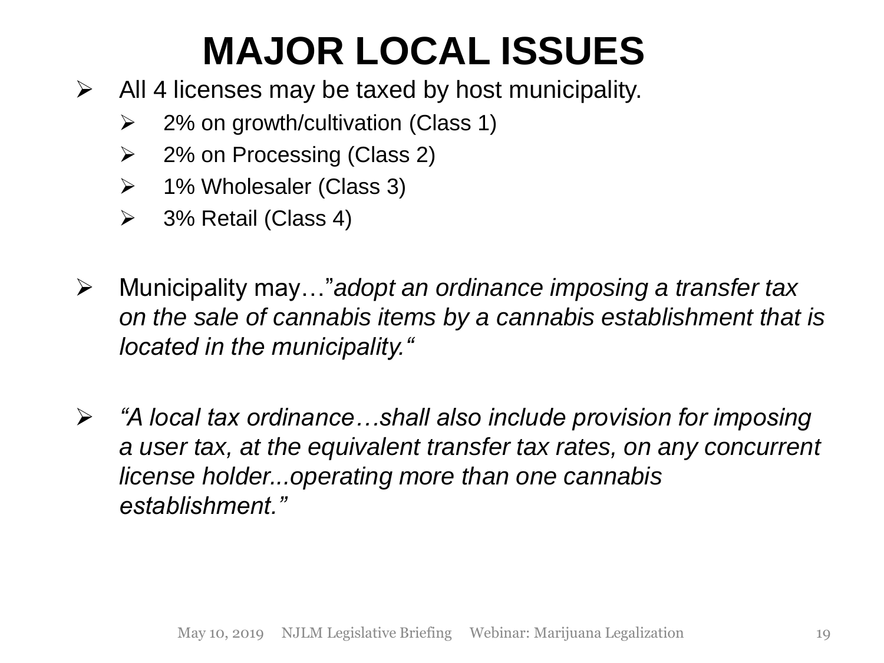# MAJOR LOCAL ISSUES

- All 4 licenses may be taxed by host municipality.
  - 2% on growth/cultivation (Class 1)
  - 2% on Processing (Class 2)
  - 1% Wholesaler (Class 3)
  - 3% Retail (Class 4)

- Municipality may…"*adopt an ordinance imposing a transfer tax on the sale of cannabis items by a cannabis establishment that is located in the municipality.*"

- *"A local tax ordinance…shall also include provision for imposing a user tax, at the equivalent transfer tax rates, on any concurrent license holder...operating more than one cannabis establishment."*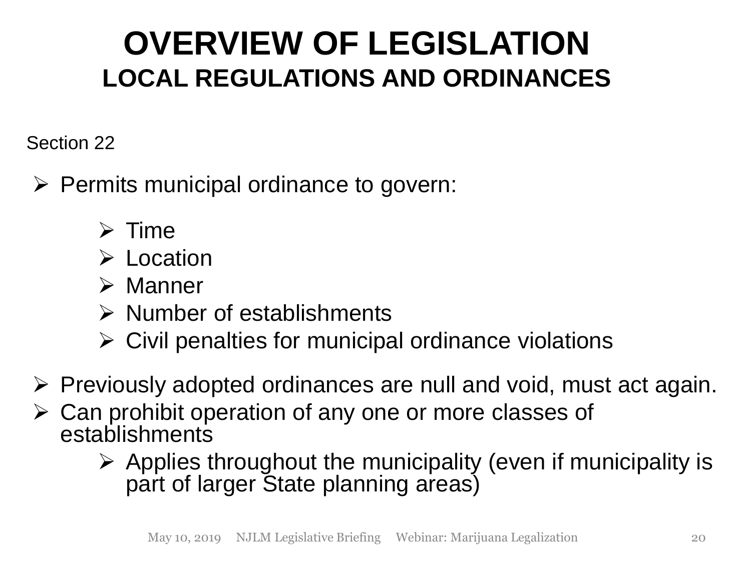# OVERVIEW OF LEGISLATION

## LOCAL REGULATIONS AND ORDINANCES

Section 22

- Permits municipal ordinance to govern:
  - Time
  - Location
  - Manner
  - Number of establishments
  - Civil penalties for municipal ordinance violations
- Previously adopted ordinances are null and void, must act again.
- Can prohibit operation of any one or more classes of establishments
  - Applies throughout the municipality (even if municipality is part of larger State planning areas)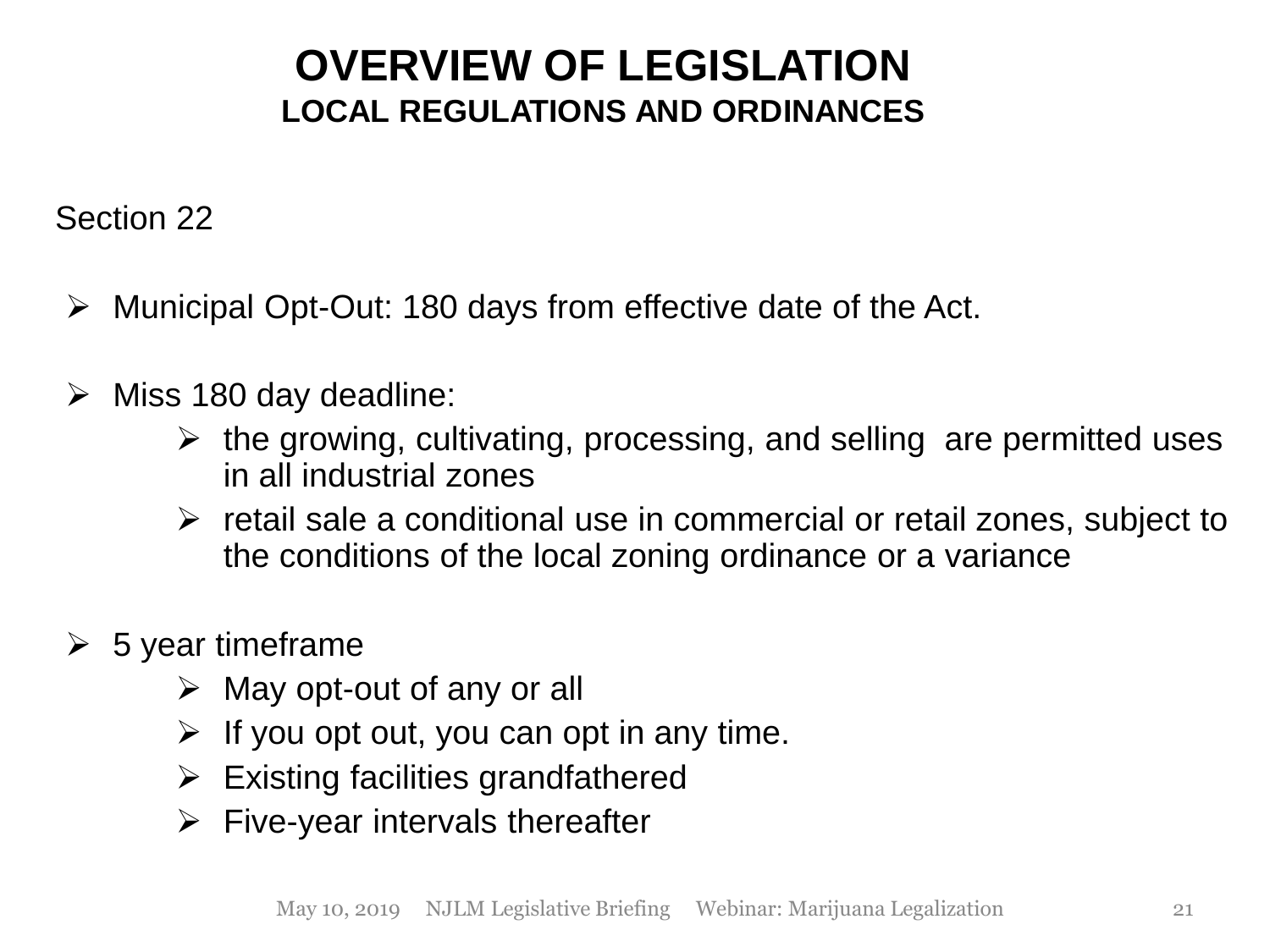# OVERVIEW OF LEGISLATION

## LOCAL REGULATIONS AND ORDINANCES

Section 22

- Municipal Opt-Out: 180 days from effective date of the Act.

- Miss 180 day deadline:
  - the growing, cultivating, processing, and selling are permitted uses in all industrial zones
  - retail sale a conditional use in commercial or retail zones, subject to the conditions of the local zoning ordinance or a variance

- 5 year timeframe
  - May opt-out of any or all
  - If you opt out, you can opt in any time.
  - Existing facilities grandfathered
  - Five-year intervals thereafter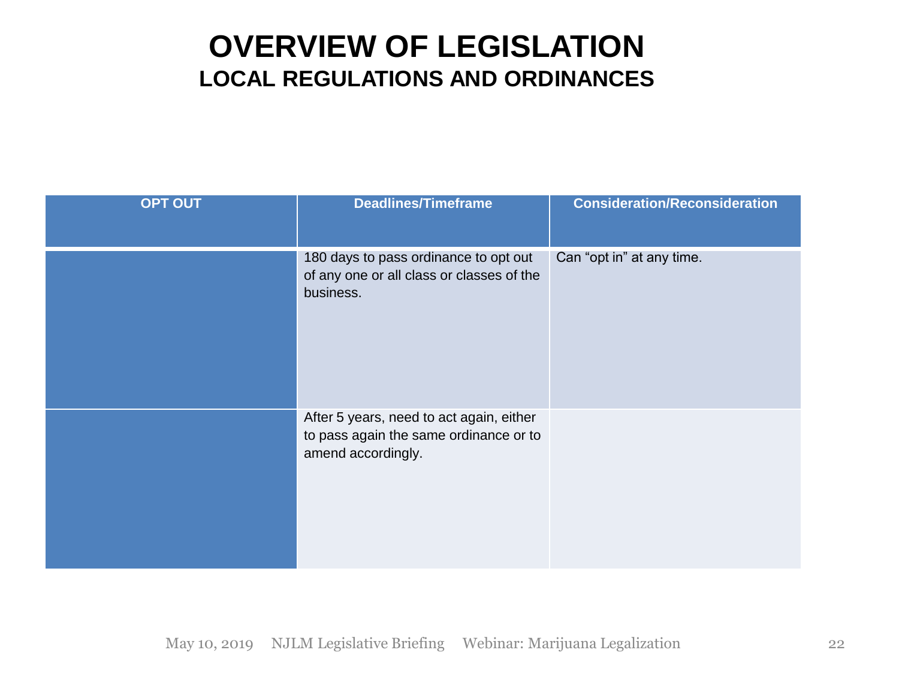# OVERVIEW OF LEGISLATION

## LOCAL REGULATIONS AND ORDINANCES

| OPT OUT | Deadlines/Timeframe | Consideration/Reconsideration |
|---|---|---|
| | 180 days to pass ordinance to opt out of any one or all class or classes of the business. | Can "opt in" at any time. |
| | After 5 years, need to act again, either to pass again the same ordinance or to amend accordingly. | |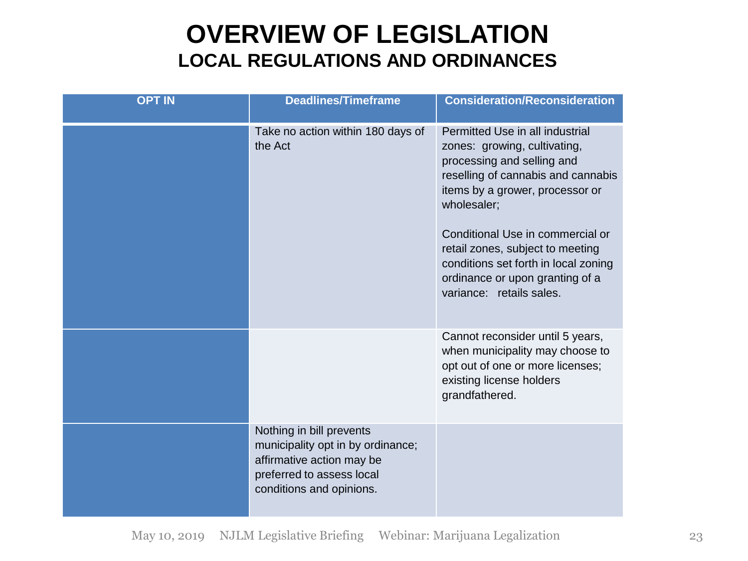# OVERVIEW OF LEGISLATION

## LOCAL REGULATIONS AND ORDINANCES

| OPT IN | Deadlines/Timeframe | Consideration/Reconsideration |
|---|---|---|
| | Take no action within 180 days of the Act | Permitted Use in all industrial zones: growing, cultivating, processing and selling and reselling of cannabis and cannabis items by a grower, processor or wholesaler;<br><br>Conditional Use in commercial or retail zones, subject to meeting conditions set forth in local zoning ordinance or upon granting of a variance: retails sales. |
| | | Cannot reconsider until 5 years, when municipality may choose to opt out of one or more licenses; existing license holders grandfathered. |
| | Nothing in bill prevents municipality opt in by ordinance; affirmative action may be preferred to assess local conditions and opinions. | |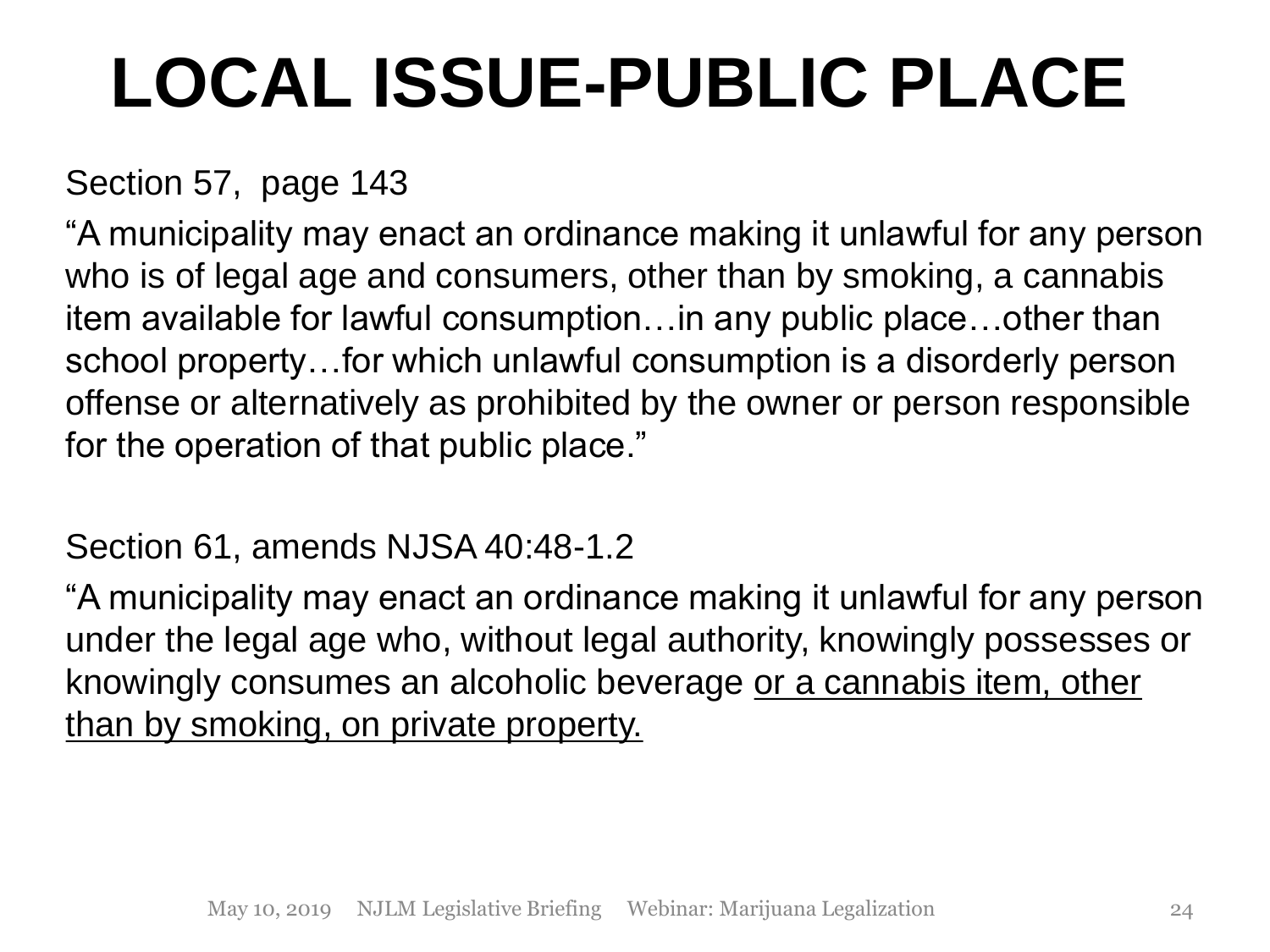# LOCAL ISSUE-PUBLIC PLACE

Section 57, page 143

"A municipality may enact an ordinance making it unlawful for any person who is of legal age and consumers, other than by smoking, a cannabis item available for lawful consumption…in any public place…other than school property…for which unlawful consumption is a disorderly person offense or alternatively as prohibited by the owner or person responsible for the operation of that public place."

Section 61, amends NJSA 40:48-1.2

"A municipality may enact an ordinance making it unlawful for any person under the legal age who, without legal authority, knowingly possesses or knowingly consumes an alcoholic beverage <u>or a cannabis item, other than by smoking, on private property.</u>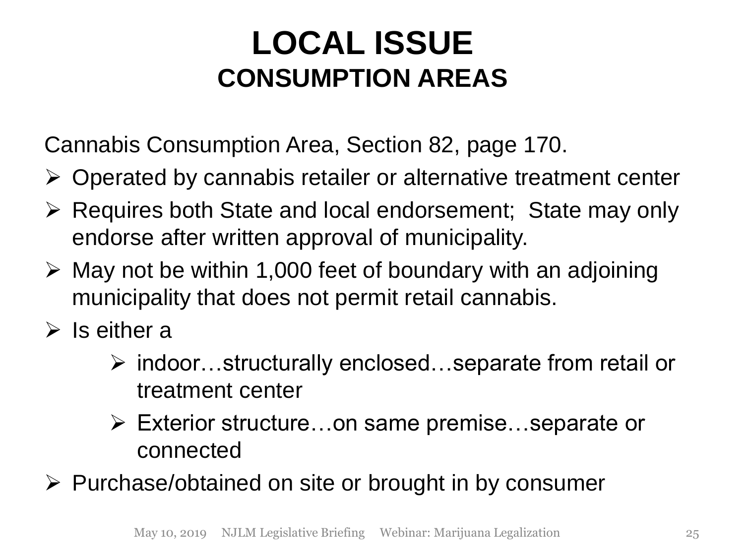# LOCAL ISSUE

## CONSUMPTION AREAS

Cannabis Consumption Area, Section 82, page 170.

- Operated by cannabis retailer or alternative treatment center
- Requires both State and local endorsement; State may only endorse after written approval of municipality.
- May not be within 1,000 feet of boundary with an adjoining municipality that does not permit retail cannabis.
- Is either a
  - indoor…structurally enclosed…separate from retail or treatment center
  - Exterior structure…on same premise…separate or connected
- Purchase/obtained on site or brought in by consumer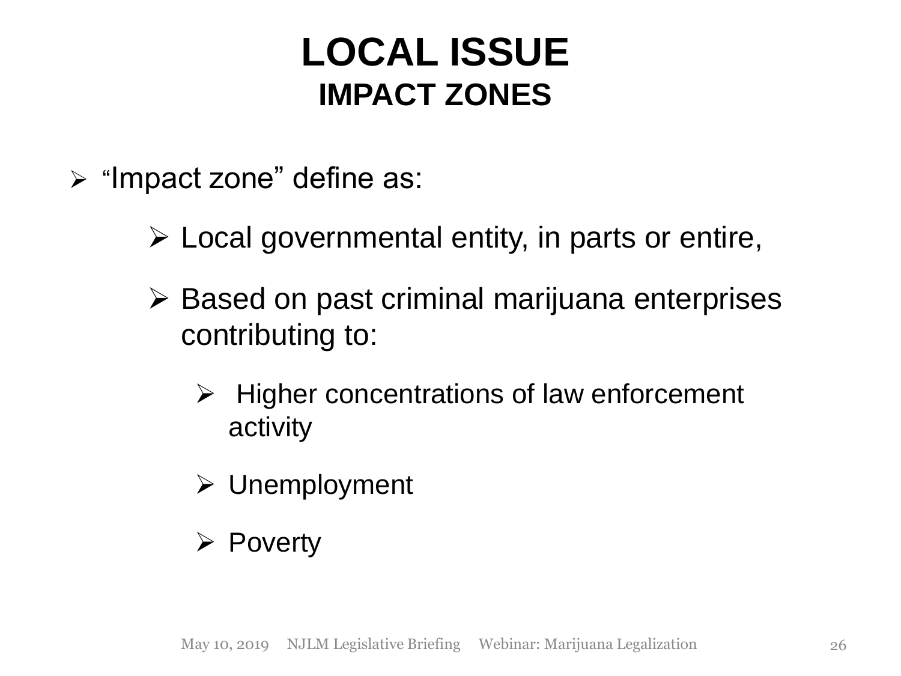# LOCAL ISSUE

## IMPACT ZONES

- "Impact zone" define as:
  - Local governmental entity, in parts or entire,
  - Based on past criminal marijuana enterprises contributing to:
    - Higher concentrations of law enforcement activity
    - Unemployment
    - Poverty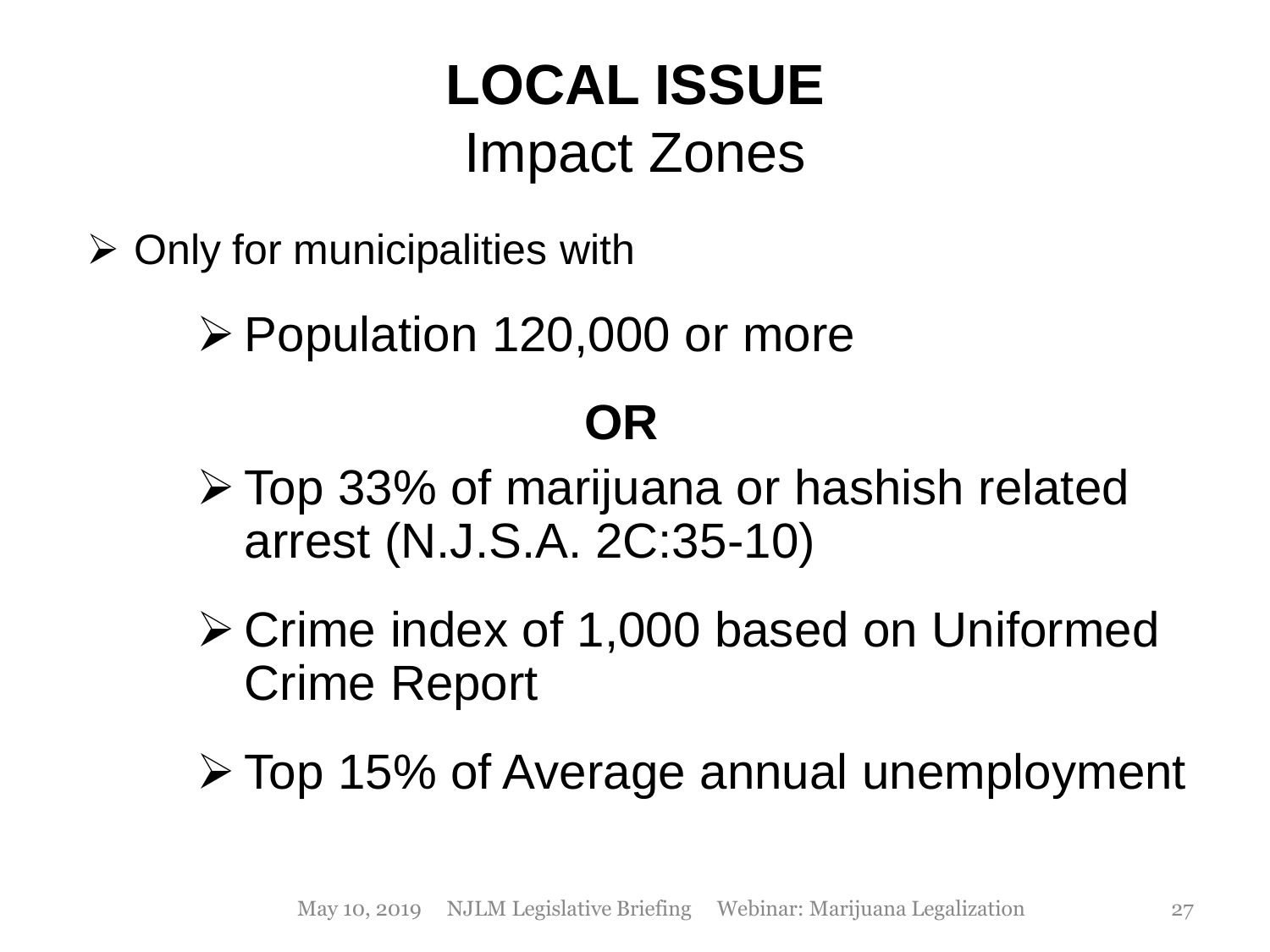# LOCAL ISSUE

## Impact Zones

- Only for municipalities with
  - Population 120,000 or more

**OR**

  - Top 33% of marijuana or hashish related arrest (N.J.S.A. 2C:35-10)
  - Crime index of 1,000 based on Uniformed Crime Report
  - Top 15% of Average annual unemployment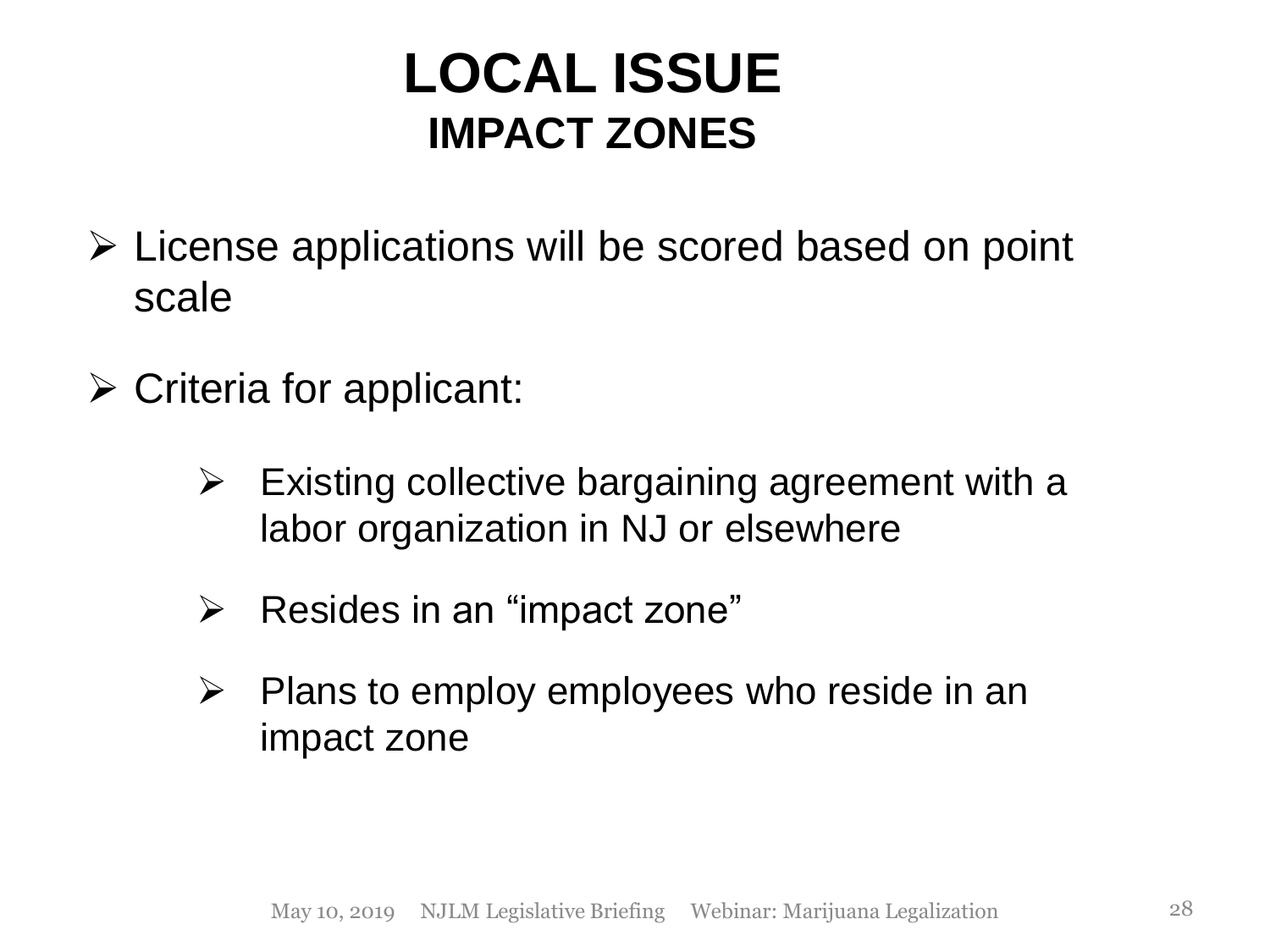# LOCAL ISSUE

## IMPACT ZONES

- License applications will be scored based on point scale
- Criteria for applicant:
  - Existing collective bargaining agreement with a labor organization in NJ or elsewhere
  - Resides in an "impact zone"
  - Plans to employ employees who reside in an impact zone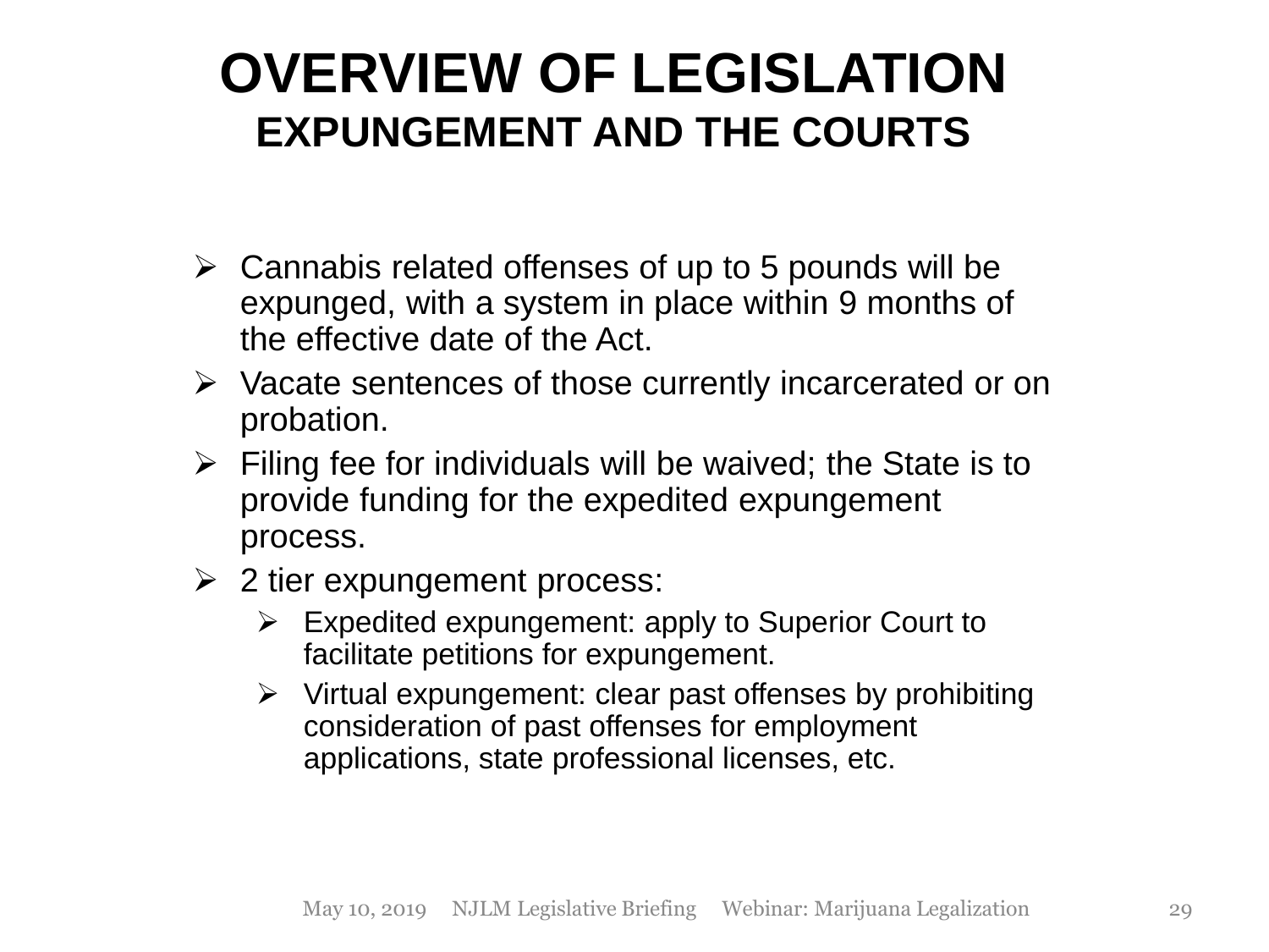# OVERVIEW OF LEGISLATION

## EXPUNGEMENT AND THE COURTS

- Cannabis related offenses of up to 5 pounds will be expunged, with a system in place within 9 months of the effective date of the Act.
- Vacate sentences of those currently incarcerated or on probation.
- Filing fee for individuals will be waived; the State is to provide funding for the expedited expungement process.
- 2 tier expungement process:
  - Expedited expungement: apply to Superior Court to facilitate petitions for expungement.
  - Virtual expungement: clear past offenses by prohibiting consideration of past offenses for employment applications, state professional licenses, etc.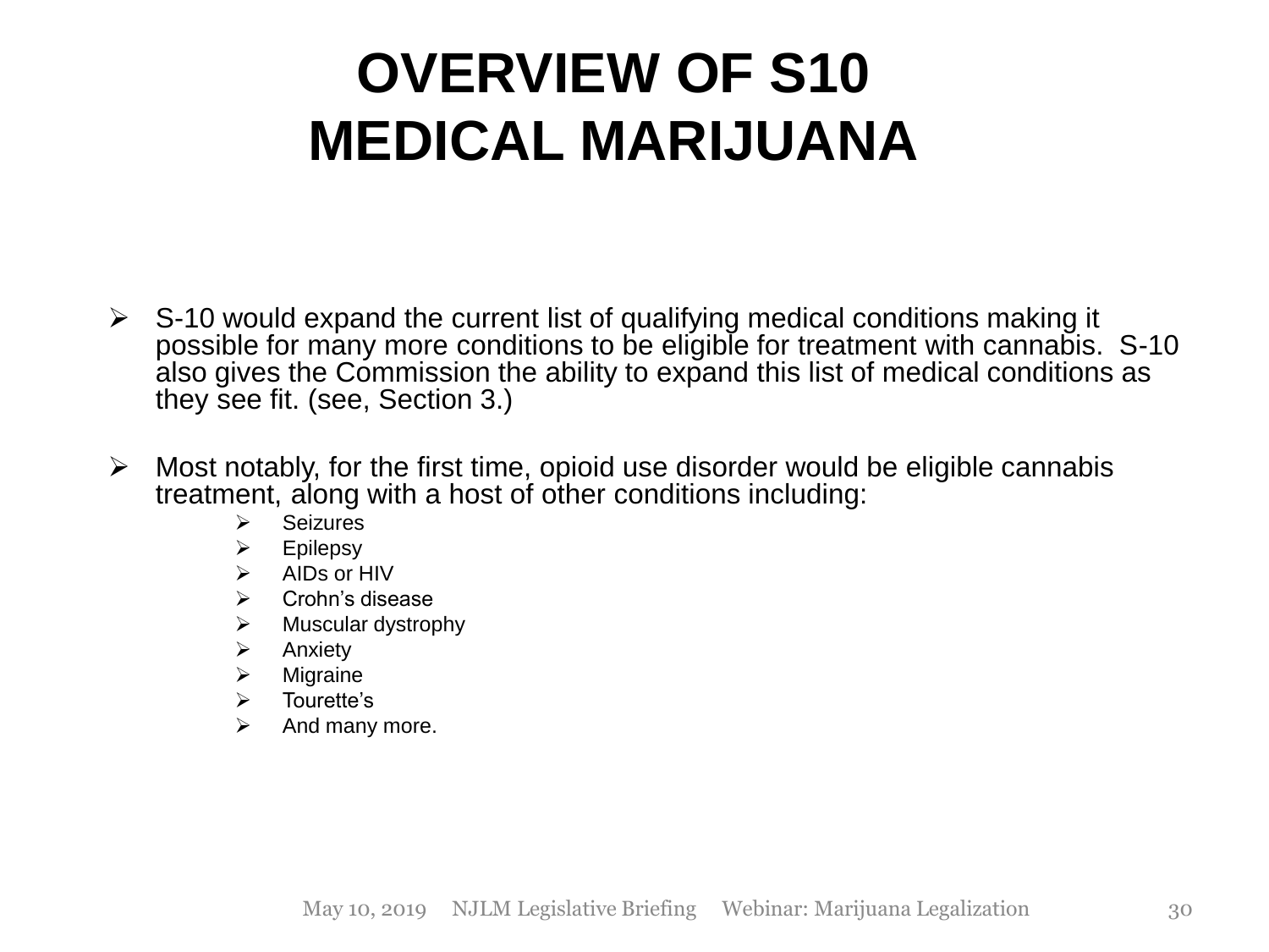# OVERVIEW OF S10 MEDICAL MARIJUANA

- S-10 would expand the current list of qualifying medical conditions making it possible for many more conditions to be eligible for treatment with cannabis. S-10 also gives the Commission the ability to expand this list of medical conditions as they see fit. (see, Section 3.)

- Most notably, for the first time, opioid use disorder would be eligible cannabis treatment, along with a host of other conditions including:
  - Seizures
  - Epilepsy
  - AIDs or HIV
  - Crohn's disease
  - Muscular dystrophy
  - Anxiety
  - Migraine
  - Tourette's
  - And many more.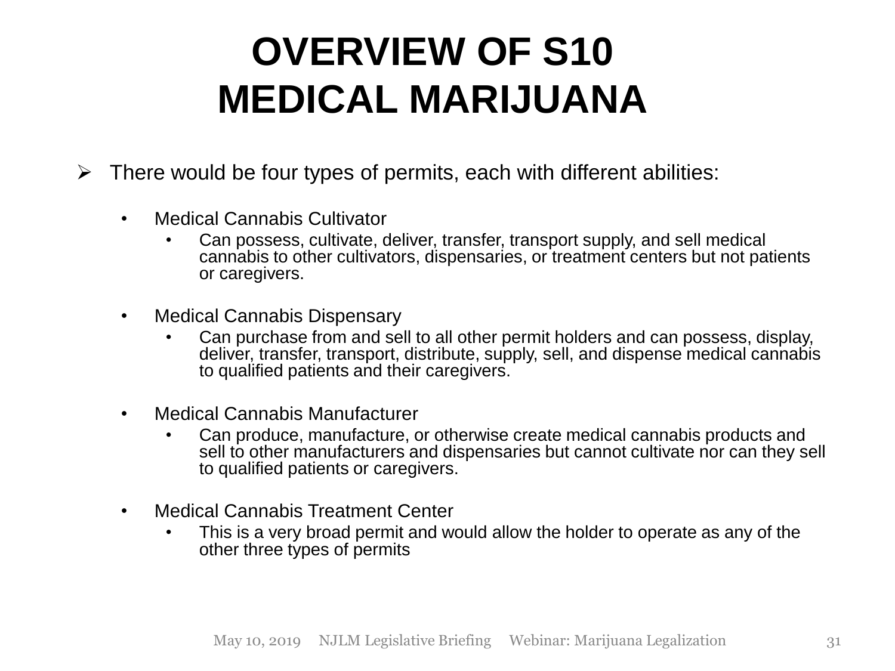# OVERVIEW OF S10 MEDICAL MARIJUANA

- There would be four types of permits, each with different abilities:
  - Medical Cannabis Cultivator
    - Can possess, cultivate, deliver, transfer, transport supply, and sell medical cannabis to other cultivators, dispensaries, or treatment centers but not patients or caregivers.
  - Medical Cannabis Dispensary
    - Can purchase from and sell to all other permit holders and can possess, display, deliver, transfer, transport, distribute, supply, sell, and dispense medical cannabis to qualified patients and their caregivers.
  - Medical Cannabis Manufacturer
    - Can produce, manufacture, or otherwise create medical cannabis products and sell to other manufacturers and dispensaries but cannot cultivate nor can they sell to qualified patients or caregivers.
  - Medical Cannabis Treatment Center
    - This is a very broad permit and would allow the holder to operate as any of the other three types of permits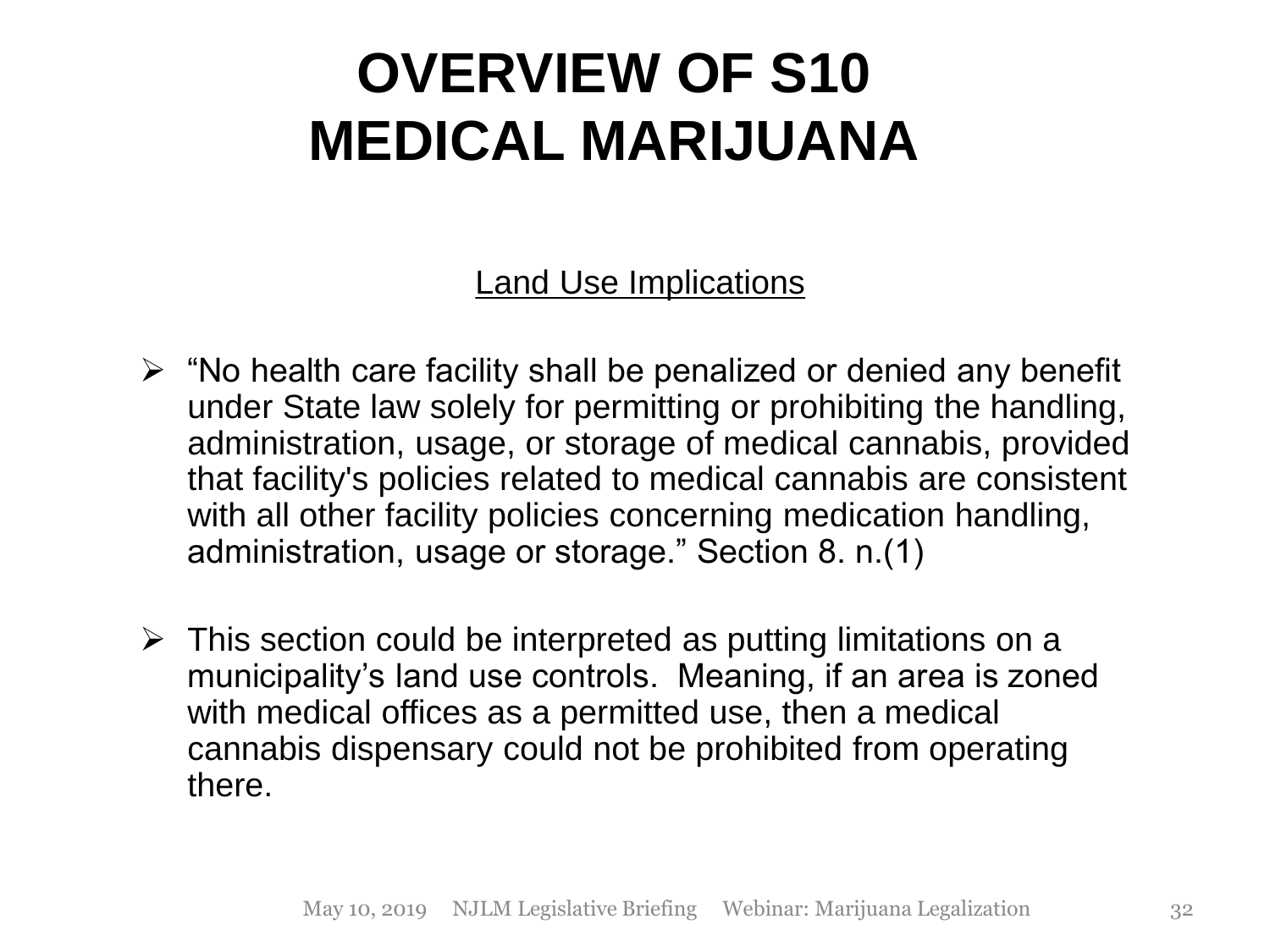# OVERVIEW OF S10
# MEDICAL MARIJUANA

<u>Land Use Implications</u>

- "No health care facility shall be penalized or denied any benefit under State law solely for permitting or prohibiting the handling, administration, usage, or storage of medical cannabis, provided that facility's policies related to medical cannabis are consistent with all other facility policies concerning medication handling, administration, usage or storage." Section 8. n.(1)

- This section could be interpreted as putting limitations on a municipality's land use controls. Meaning, if an area is zoned with medical offices as a permitted use, then a medical cannabis dispensary could not be prohibited from operating there.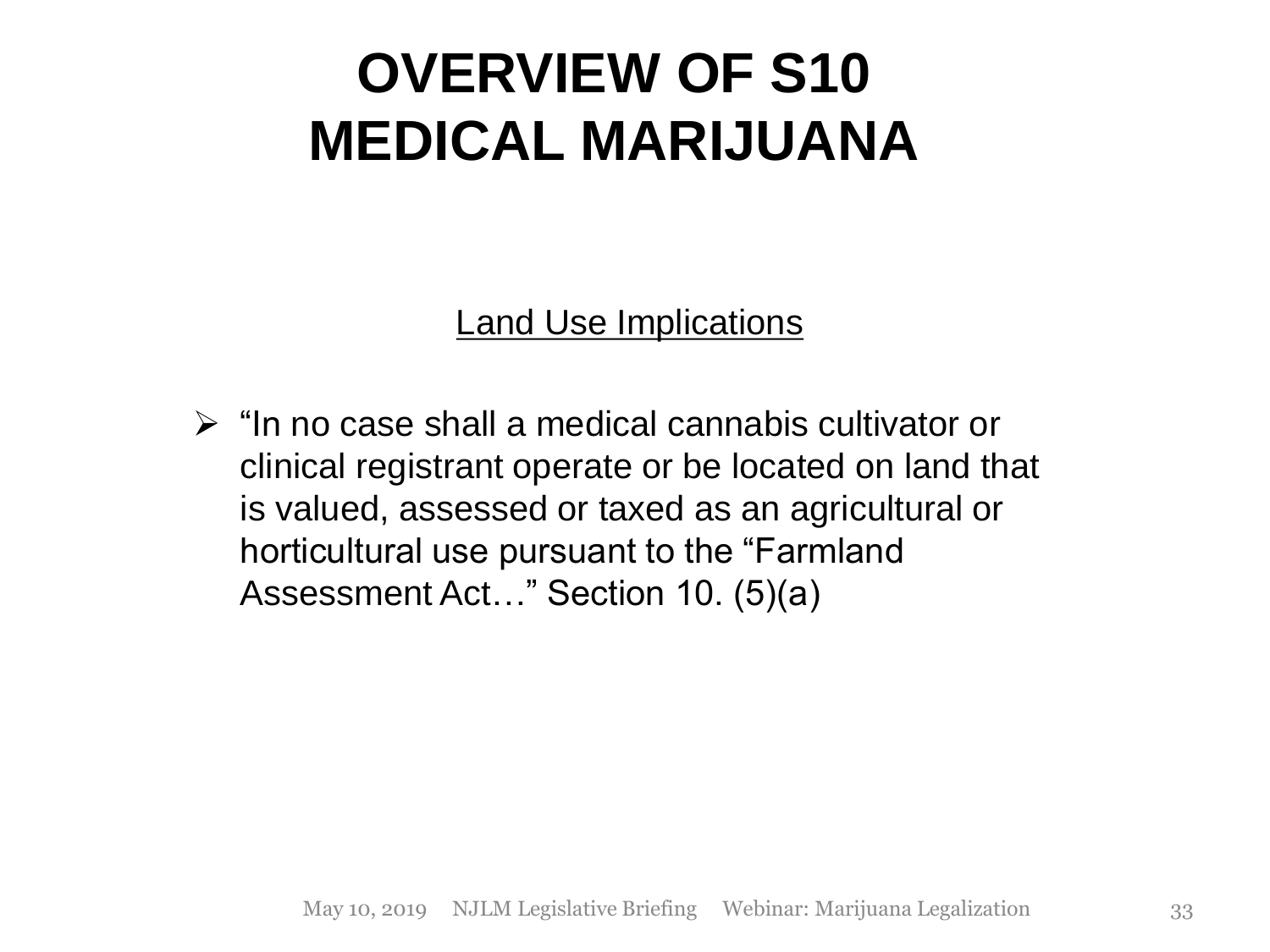# OVERVIEW OF S10
# MEDICAL MARIJUANA

Land Use Implications

- "In no case shall a medical cannabis cultivator or clinical registrant operate or be located on land that is valued, assessed or taxed as an agricultural or horticultural use pursuant to the "Farmland Assessment Act…" Section 10. (5)(a)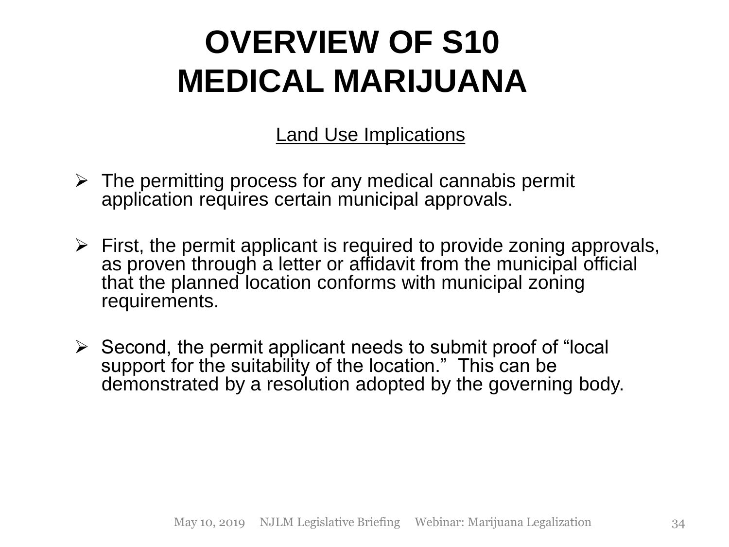# OVERVIEW OF S10 MEDICAL MARIJUANA

## Land Use Implications

- The permitting process for any medical cannabis permit application requires certain municipal approvals.
- First, the permit applicant is required to provide zoning approvals, as proven through a letter or affidavit from the municipal official that the planned location conforms with municipal zoning requirements.
- Second, the permit applicant needs to submit proof of "local support for the suitability of the location." This can be demonstrated by a resolution adopted by the governing body.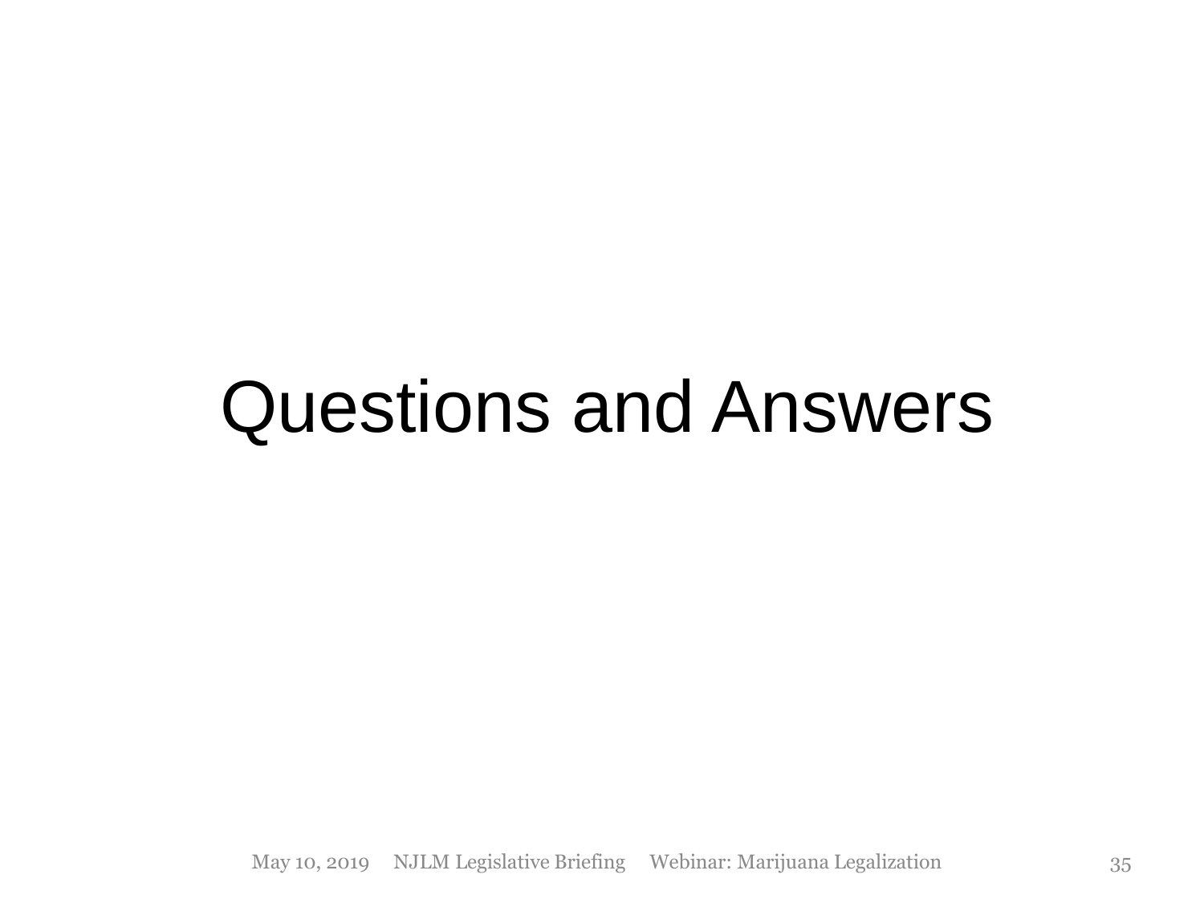# Questions and Answers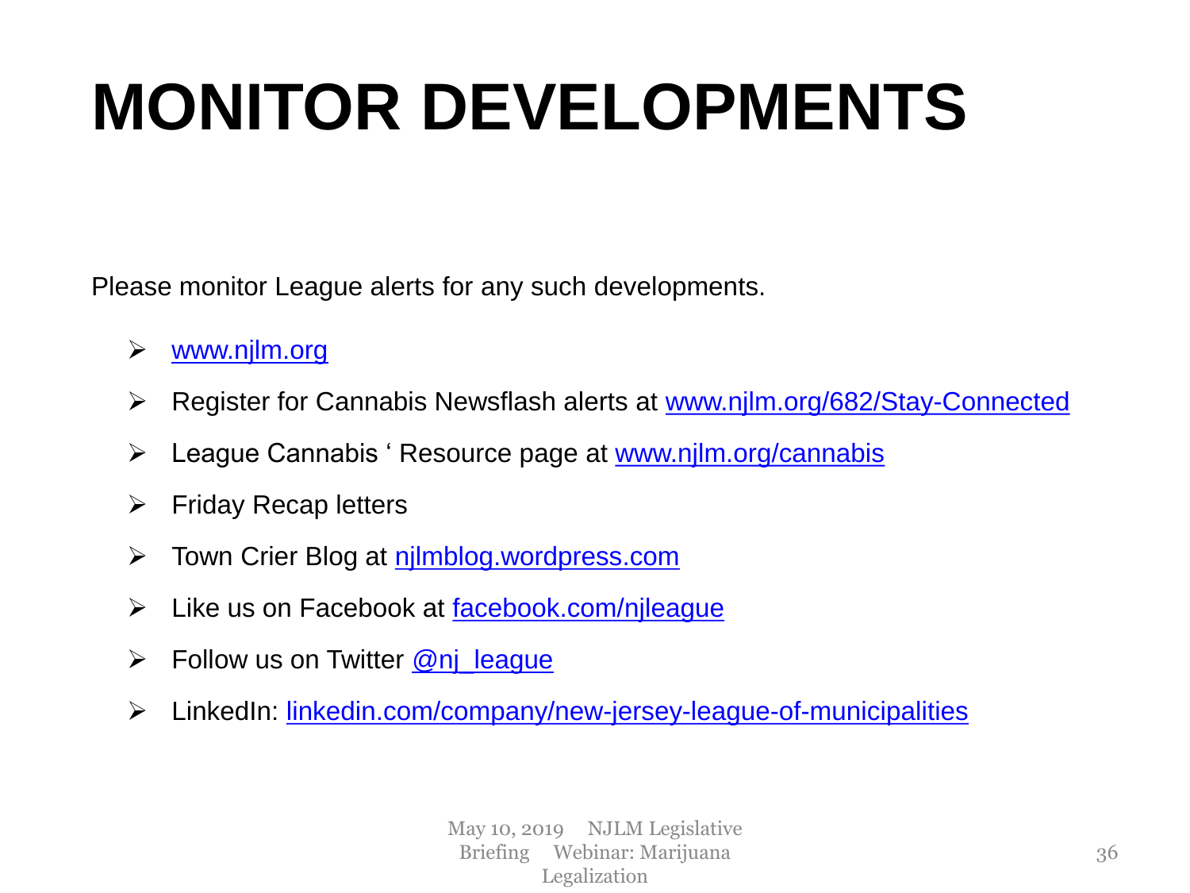# MONITOR DEVELOPMENTS

Please monitor League alerts for any such developments.

- www.njlm.org
- Register for Cannabis Newsflash alerts at www.njlm.org/682/Stay-Connected
- League Cannabis ' Resource page at www.njlm.org/cannabis
- Friday Recap letters
- Town Crier Blog at njlmblog.wordpress.com
- Like us on Facebook at facebook.com/njleague
- Follow us on Twitter @nj_league
- LinkedIn: linkedin.com/company/new-jersey-league-of-municipalities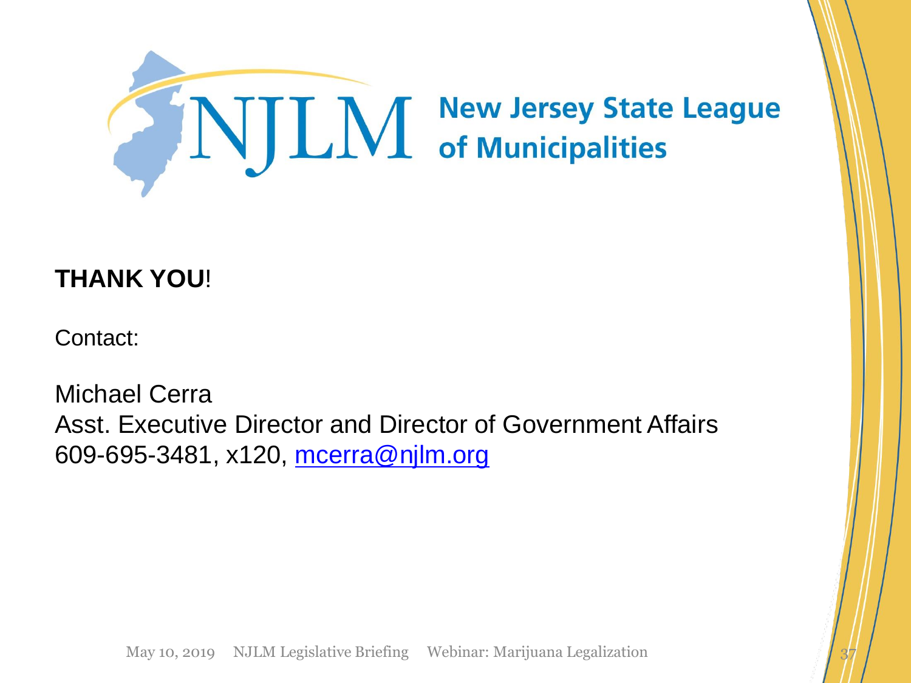NJLM New Jersey State League of Municipalities

**THANK YOU**!

Contact:

Michael Cerra
Asst. Executive Director and Director of Government Affairs
609-695-3481, x120, mcerra@njlm.org